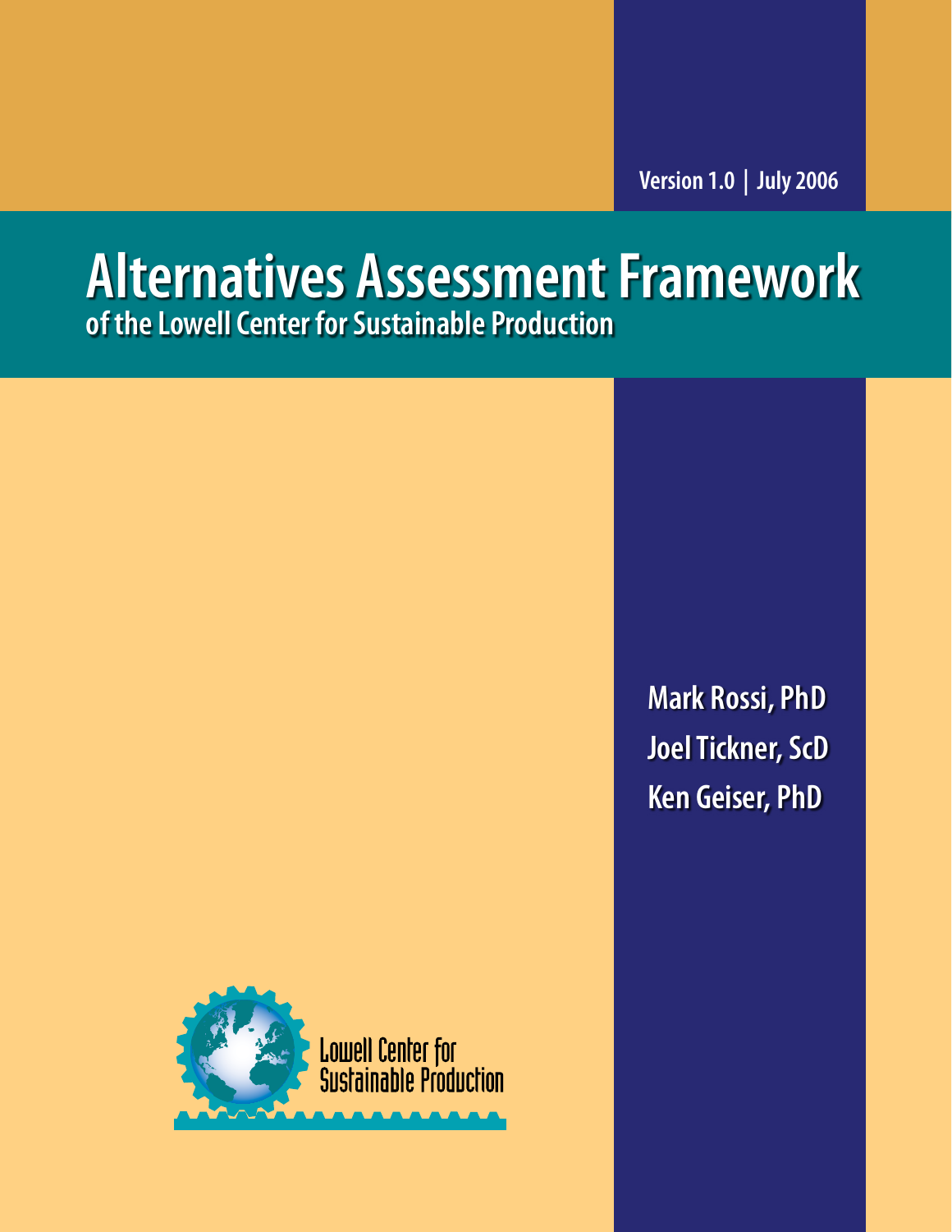Version 1.0 | July 2006

# Alternatives Assessment Framework

## of the Lowell Center for Sustainable Production

Mark Rossi, PhD

Joel Tickner, ScD

Ken Geiser, PhD

Lowell Center for Sustainable Production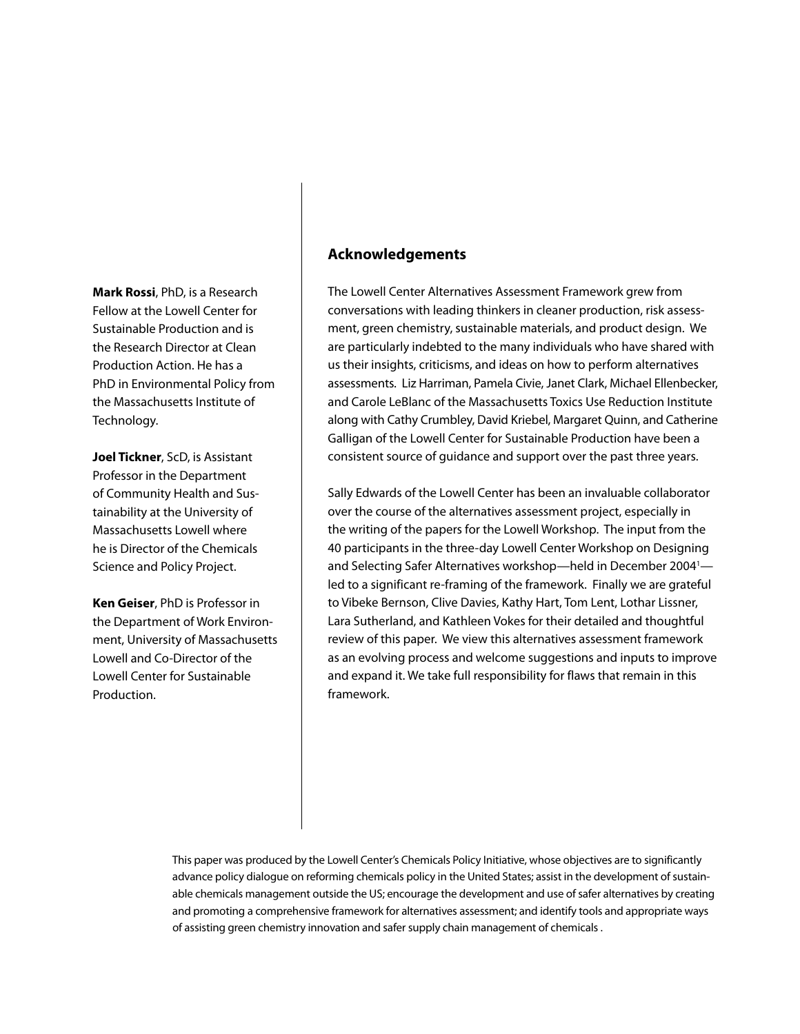**Mark Rossi**, PhD, is a Research Fellow at the Lowell Center for Sustainable Production and is the Research Director at Clean Production Action. He has a PhD in Environmental Policy from the Massachusetts Institute of Technology.

**Joel Tickner**, ScD, is Assistant Professor in the Department of Community Health and Sustainability at the University of Massachusetts Lowell where he is Director of the Chemicals Science and Policy Project.

**Ken Geiser**, PhD is Professor in the Department of Work Environment, University of Massachusetts Lowell and Co-Director of the Lowell Center for Sustainable Production.

## Acknowledgements

The Lowell Center Alternatives Assessment Framework grew from conversations with leading thinkers in cleaner production, risk assessment, green chemistry, sustainable materials, and product design. We are particularly indebted to the many individuals who have shared with us their insights, criticisms, and ideas on how to perform alternatives assessments. Liz Harriman, Pamela Civie, Janet Clark, Michael Ellenbecker, and Carole LeBlanc of the Massachusetts Toxics Use Reduction Institute along with Cathy Crumbley, David Kriebel, Margaret Quinn, and Catherine Galligan of the Lowell Center for Sustainable Production have been a consistent source of guidance and support over the past three years.

Sally Edwards of the Lowell Center has been an invaluable collaborator over the course of the alternatives assessment project, especially in the writing of the papers for the Lowell Workshop. The input from the 40 participants in the three-day Lowell Center Workshop on Designing and Selecting Safer Alternatives workshop—held in December 2004[1]—led to a significant re-framing of the framework. Finally we are grateful to Vibeke Bernson, Clive Davies, Kathy Hart, Tom Lent, Lothar Lissner, Lara Sutherland, and Kathleen Vokes for their detailed and thoughtful review of this paper. We view this alternatives assessment framework as an evolving process and welcome suggestions and inputs to improve and expand it. We take full responsibility for flaws that remain in this framework.

This paper was produced by the Lowell Center's Chemicals Policy Initiative, whose objectives are to significantly advance policy dialogue on reforming chemicals policy in the United States; assist in the development of sustainable chemicals management outside the US; encourage the development and use of safer alternatives by creating and promoting a comprehensive framework for alternatives assessment; and identify tools and appropriate ways of assisting green chemistry innovation and safer supply chain management of chemicals .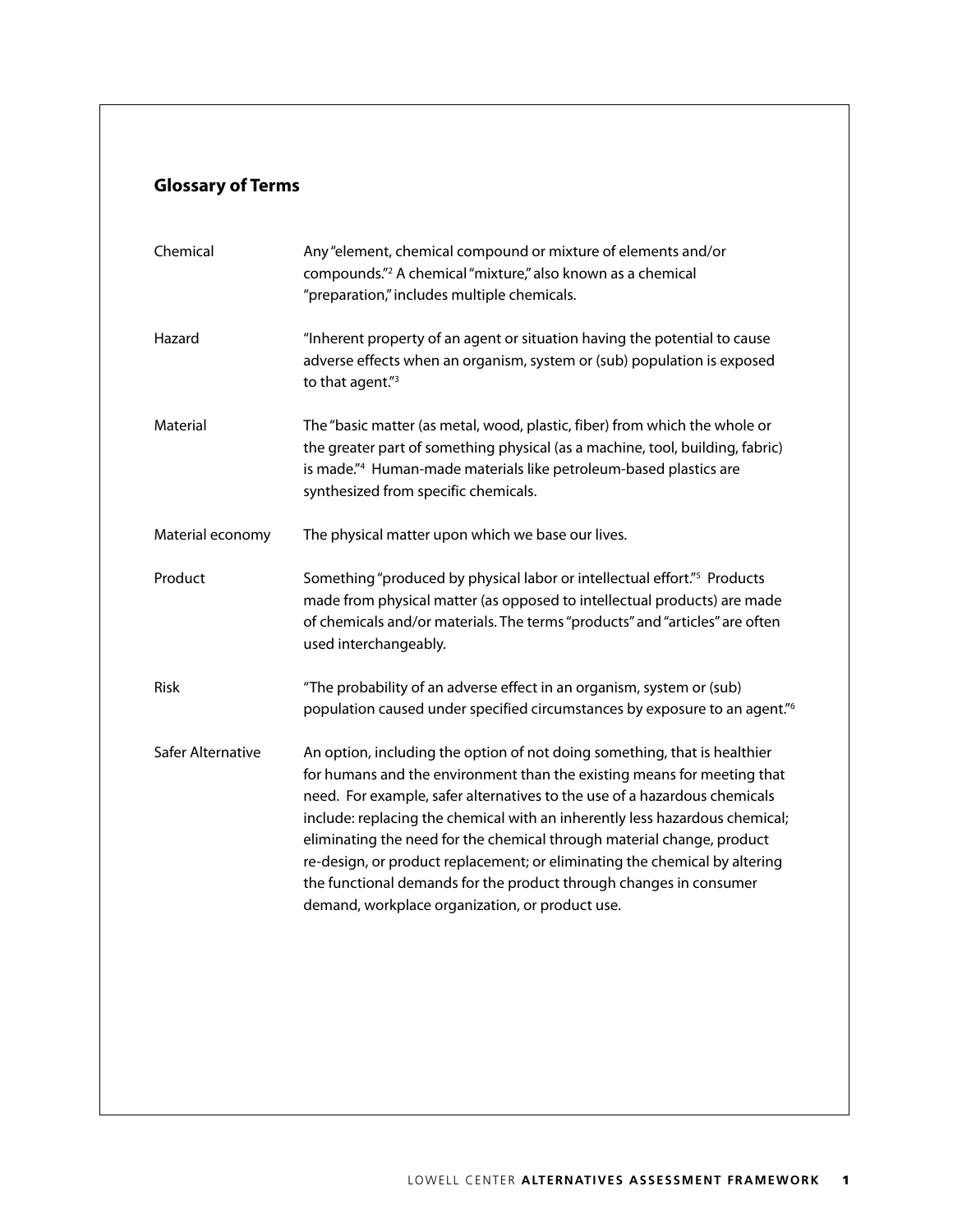## Glossary of Terms

| | |
|---|---|
| Chemical | Any "element, chemical compound or mixture of elements and/or compounds."[2] A chemical "mixture," also known as a chemical "preparation," includes multiple chemicals. |
| Hazard | "Inherent property of an agent or situation having the potential to cause adverse effects when an organism, system or (sub) population is exposed to that agent."[3] |
| Material | The "basic matter (as metal, wood, plastic, fiber) from which the whole or the greater part of something physical (as a machine, tool, building, fabric) is made."[4] Human-made materials like petroleum-based plastics are synthesized from specific chemicals. |
| Material economy | The physical matter upon which we base our lives. |
| Product | Something "produced by physical labor or intellectual effort."[5] Products made from physical matter (as opposed to intellectual products) are made of chemicals and/or materials. The terms "products" and "articles" are often used interchangeably. |
| Risk | "The probability of an adverse effect in an organism, system or (sub) population caused under specified circumstances by exposure to an agent."[6] |
| Safer Alternative | An option, including the option of not doing something, that is healthier for humans and the environment than the existing means for meeting that need. For example, safer alternatives to the use of a hazardous chemicals include: replacing the chemical with an inherently less hazardous chemical; eliminating the need for the chemical through material change, product re-design, or product replacement; or eliminating the chemical by altering the functional demands for the product through changes in consumer demand, workplace organization, or product use. |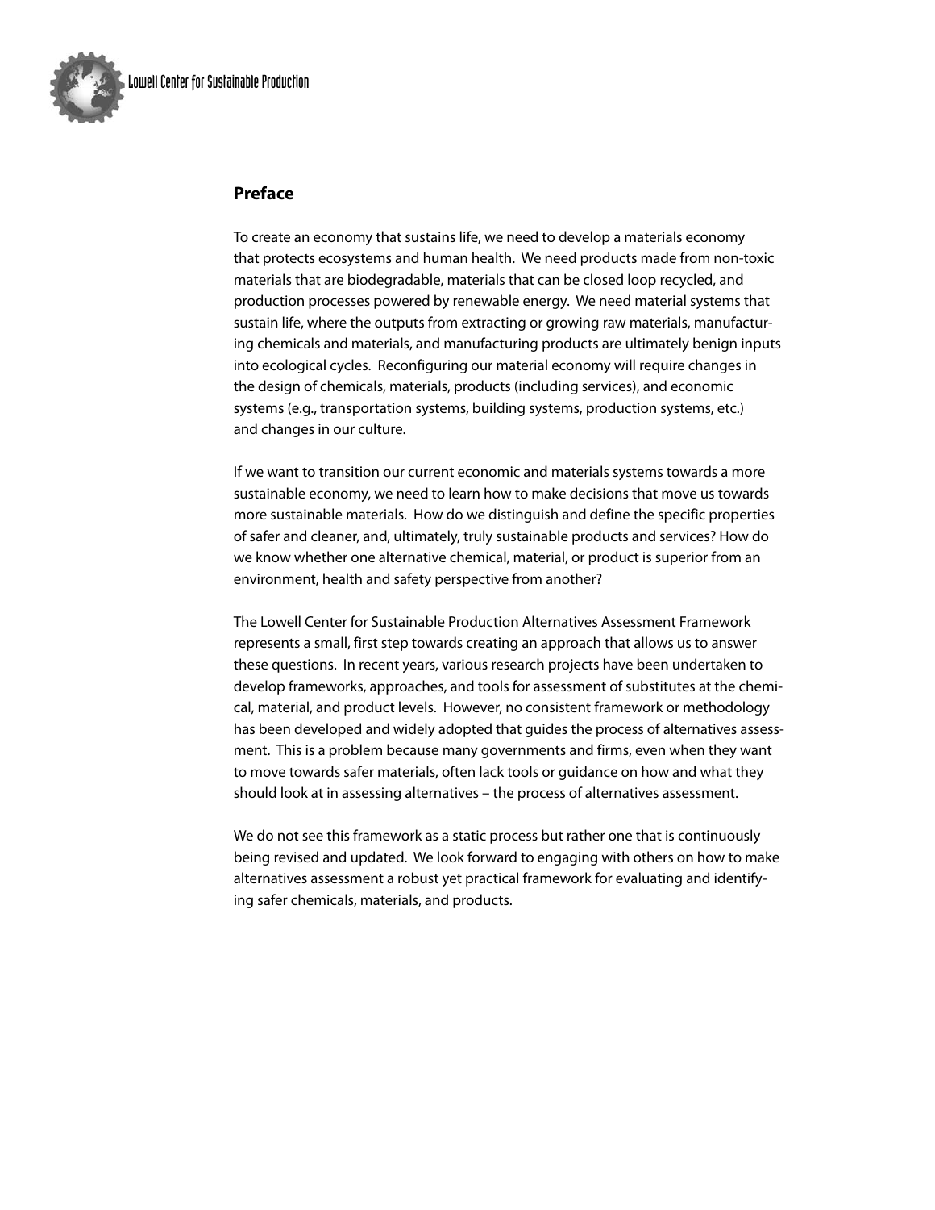## Preface

To create an economy that sustains life, we need to develop a materials economy that protects ecosystems and human health. We need products made from non-toxic materials that are biodegradable, materials that can be closed loop recycled, and production processes powered by renewable energy. We need material systems that sustain life, where the outputs from extracting or growing raw materials, manufacturing chemicals and materials, and manufacturing products are ultimately benign inputs into ecological cycles. Reconfiguring our material economy will require changes in the design of chemicals, materials, products (including services), and economic systems (e.g., transportation systems, building systems, production systems, etc.) and changes in our culture.

If we want to transition our current economic and materials systems towards a more sustainable economy, we need to learn how to make decisions that move us towards more sustainable materials. How do we distinguish and define the specific properties of safer and cleaner, and, ultimately, truly sustainable products and services? How do we know whether one alternative chemical, material, or product is superior from an environment, health and safety perspective from another?

The Lowell Center for Sustainable Production Alternatives Assessment Framework represents a small, first step towards creating an approach that allows us to answer these questions. In recent years, various research projects have been undertaken to develop frameworks, approaches, and tools for assessment of substitutes at the chemical, material, and product levels. However, no consistent framework or methodology has been developed and widely adopted that guides the process of alternatives assessment. This is a problem because many governments and firms, even when they want to move towards safer materials, often lack tools or guidance on how and what they should look at in assessing alternatives – the process of alternatives assessment.

We do not see this framework as a static process but rather one that is continuously being revised and updated. We look forward to engaging with others on how to make alternatives assessment a robust yet practical framework for evaluating and identifying safer chemicals, materials, and products.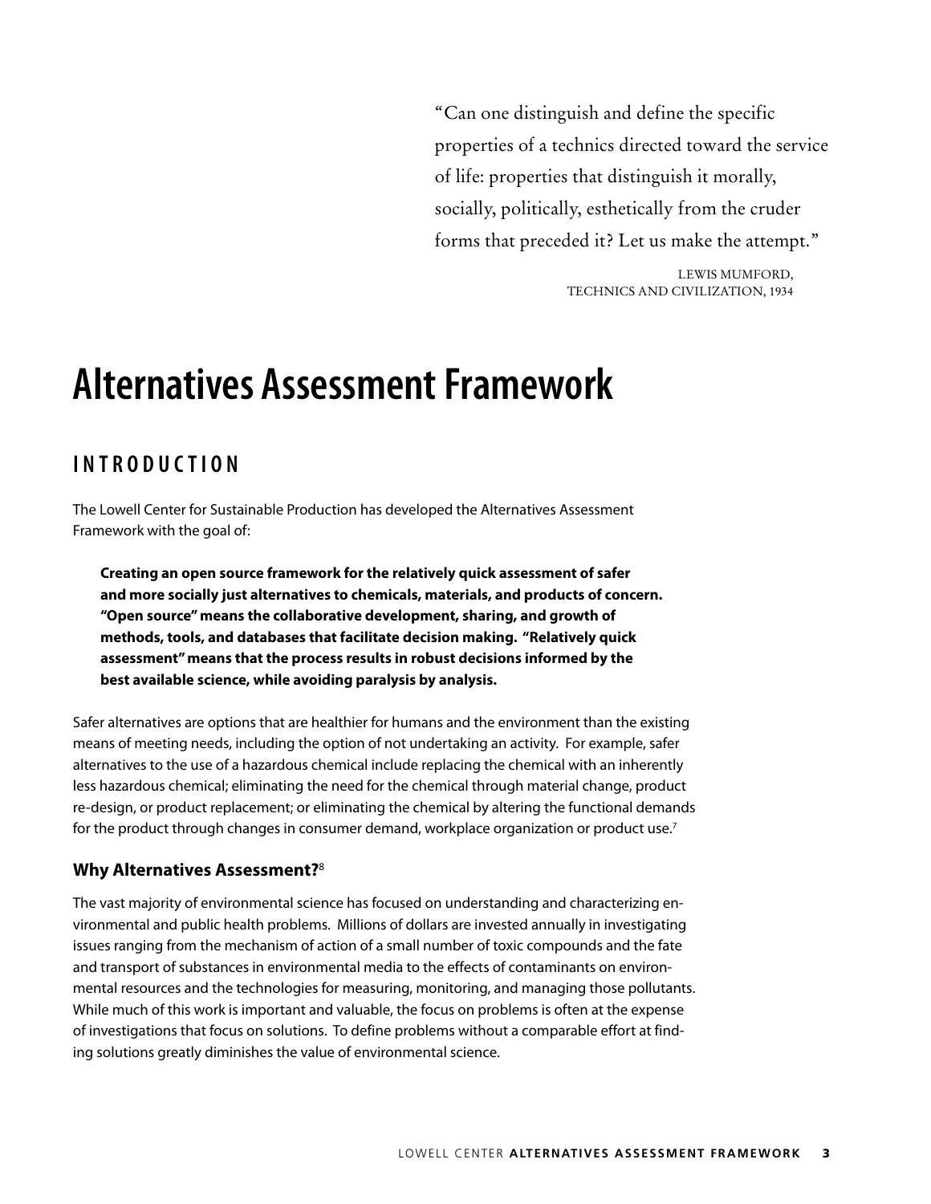> "Can one distinguish and define the specific properties of a technics directed toward the service of life: properties that distinguish it morally, socially, politically, esthetically from the cruder forms that preceded it? Let us make the attempt."
>
> LEWIS MUMFORD, TECHNICS AND CIVILIZATION, 1934

# Alternatives Assessment Framework

## INTRODUCTION

The Lowell Center for Sustainable Production has developed the Alternatives Assessment Framework with the goal of:

> **Creating an open source framework for the relatively quick assessment of safer and more socially just alternatives to chemicals, materials, and products of concern. "Open source" means the collaborative development, sharing, and growth of methods, tools, and databases that facilitate decision making. "Relatively quick assessment" means that the process results in robust decisions informed by the best available science, while avoiding paralysis by analysis.**

Safer alternatives are options that are healthier for humans and the environment than the existing means of meeting needs, including the option of not undertaking an activity. For example, safer alternatives to the use of a hazardous chemical include replacing the chemical with an inherently less hazardous chemical; eliminating the need for the chemical through material change, product re-design, or product replacement; or eliminating the chemical by altering the functional demands for the product through changes in consumer demand, workplace organization or product use.[7]

### Why Alternatives Assessment?[8]

The vast majority of environmental science has focused on understanding and characterizing environmental and public health problems. Millions of dollars are invested annually in investigating issues ranging from the mechanism of action of a small number of toxic compounds and the fate and transport of substances in environmental media to the effects of contaminants on environmental resources and the technologies for measuring, monitoring, and managing those pollutants. While much of this work is important and valuable, the focus on problems is often at the expense of investigations that focus on solutions. To define problems without a comparable effort at finding solutions greatly diminishes the value of environmental science.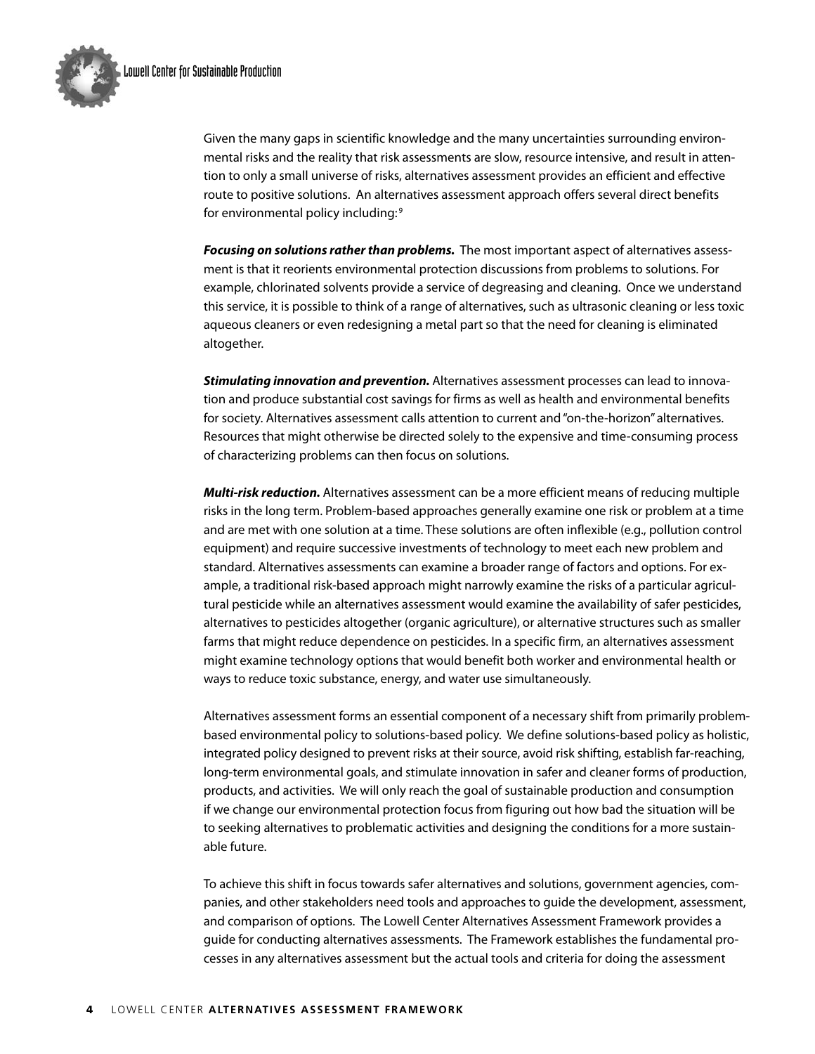Given the many gaps in scientific knowledge and the many uncertainties surrounding environmental risks and the reality that risk assessments are slow, resource intensive, and result in attention to only a small universe of risks, alternatives assessment provides an efficient and effective route to positive solutions. An alternatives assessment approach offers several direct benefits for environmental policy including:[9]

***Focusing on solutions rather than problems.*** The most important aspect of alternatives assessment is that it reorients environmental protection discussions from problems to solutions. For example, chlorinated solvents provide a service of degreasing and cleaning. Once we understand this service, it is possible to think of a range of alternatives, such as ultrasonic cleaning or less toxic aqueous cleaners or even redesigning a metal part so that the need for cleaning is eliminated altogether.

***Stimulating innovation and prevention.*** Alternatives assessment processes can lead to innovation and produce substantial cost savings for firms as well as health and environmental benefits for society. Alternatives assessment calls attention to current and "on-the-horizon" alternatives. Resources that might otherwise be directed solely to the expensive and time-consuming process of characterizing problems can then focus on solutions.

***Multi-risk reduction.*** Alternatives assessment can be a more efficient means of reducing multiple risks in the long term. Problem-based approaches generally examine one risk or problem at a time and are met with one solution at a time. These solutions are often inflexible (e.g., pollution control equipment) and require successive investments of technology to meet each new problem and standard. Alternatives assessments can examine a broader range of factors and options. For example, a traditional risk-based approach might narrowly examine the risks of a particular agricultural pesticide while an alternatives assessment would examine the availability of safer pesticides, alternatives to pesticides altogether (organic agriculture), or alternative structures such as smaller farms that might reduce dependence on pesticides. In a specific firm, an alternatives assessment might examine technology options that would benefit both worker and environmental health or ways to reduce toxic substance, energy, and water use simultaneously.

Alternatives assessment forms an essential component of a necessary shift from primarily problem-based environmental policy to solutions-based policy. We define solutions-based policy as holistic, integrated policy designed to prevent risks at their source, avoid risk shifting, establish far-reaching, long-term environmental goals, and stimulate innovation in safer and cleaner forms of production, products, and activities. We will only reach the goal of sustainable production and consumption if we change our environmental protection focus from figuring out how bad the situation will be to seeking alternatives to problematic activities and designing the conditions for a more sustainable future.

To achieve this shift in focus towards safer alternatives and solutions, government agencies, companies, and other stakeholders need tools and approaches to guide the development, assessment, and comparison of options. The Lowell Center Alternatives Assessment Framework provides a guide for conducting alternatives assessments. The Framework establishes the fundamental processes in any alternatives assessment but the actual tools and criteria for doing the assessment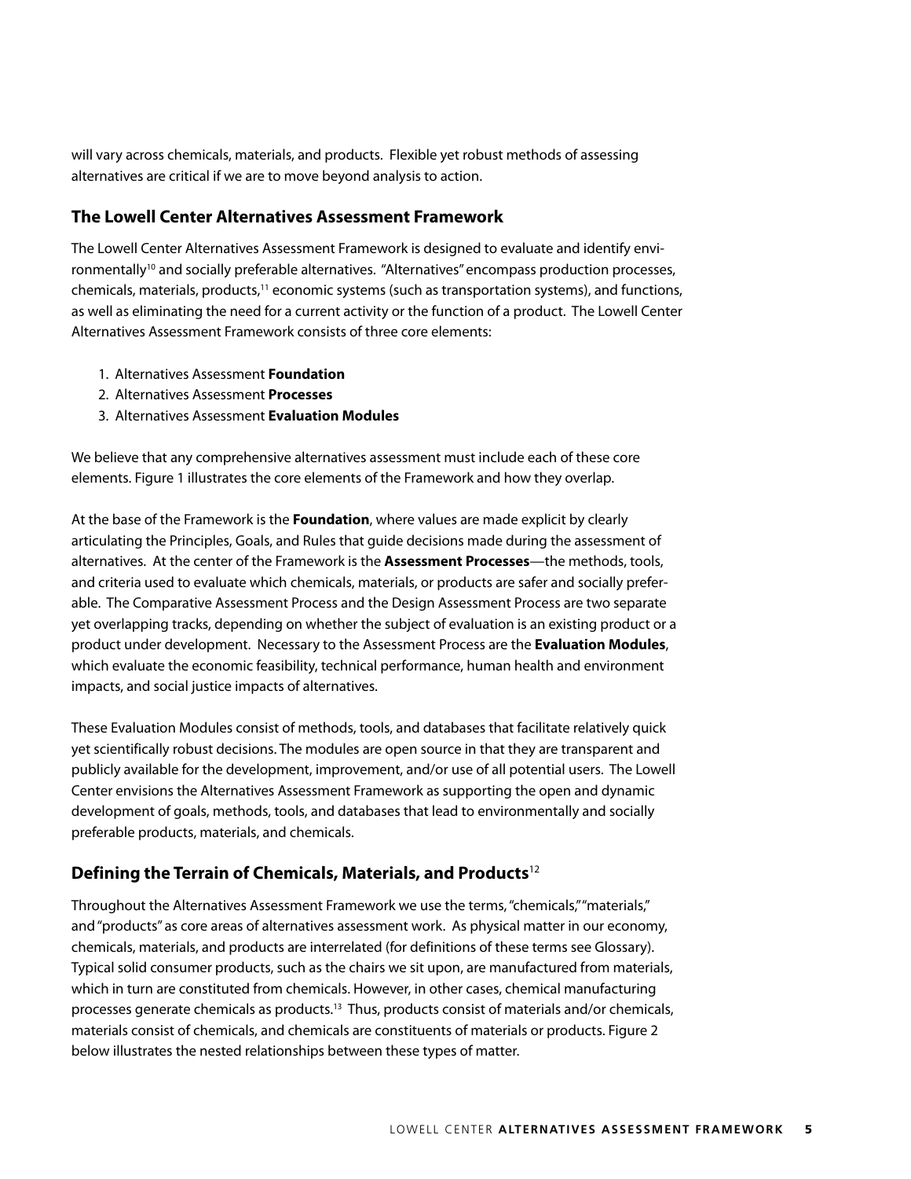will vary across chemicals, materials, and products. Flexible yet robust methods of assessing alternatives are critical if we are to move beyond analysis to action.

## The Lowell Center Alternatives Assessment Framework

The Lowell Center Alternatives Assessment Framework is designed to evaluate and identify environmentally[10] and socially preferable alternatives. "Alternatives" encompass production processes, chemicals, materials, products,[11] economic systems (such as transportation systems), and functions, as well as eliminating the need for a current activity or the function of a product. The Lowell Center Alternatives Assessment Framework consists of three core elements:

1. Alternatives Assessment **Foundation**
2. Alternatives Assessment **Processes**
3. Alternatives Assessment **Evaluation Modules**

We believe that any comprehensive alternatives assessment must include each of these core elements. Figure 1 illustrates the core elements of the Framework and how they overlap.

At the base of the Framework is the **Foundation**, where values are made explicit by clearly articulating the Principles, Goals, and Rules that guide decisions made during the assessment of alternatives. At the center of the Framework is the **Assessment Processes**—the methods, tools, and criteria used to evaluate which chemicals, materials, or products are safer and socially preferable. The Comparative Assessment Process and the Design Assessment Process are two separate yet overlapping tracks, depending on whether the subject of evaluation is an existing product or a product under development. Necessary to the Assessment Process are the **Evaluation Modules**, which evaluate the economic feasibility, technical performance, human health and environment impacts, and social justice impacts of alternatives.

These Evaluation Modules consist of methods, tools, and databases that facilitate relatively quick yet scientifically robust decisions. The modules are open source in that they are transparent and publicly available for the development, improvement, and/or use of all potential users. The Lowell Center envisions the Alternatives Assessment Framework as supporting the open and dynamic development of goals, methods, tools, and databases that lead to environmentally and socially preferable products, materials, and chemicals.

## Defining the Terrain of Chemicals, Materials, and Products[12]

Throughout the Alternatives Assessment Framework we use the terms, "chemicals," "materials," and "products" as core areas of alternatives assessment work. As physical matter in our economy, chemicals, materials, and products are interrelated (for definitions of these terms see Glossary). Typical solid consumer products, such as the chairs we sit upon, are manufactured from materials, which in turn are constituted from chemicals. However, in other cases, chemical manufacturing processes generate chemicals as products.[13] Thus, products consist of materials and/or chemicals, materials consist of chemicals, and chemicals are constituents of materials or products. Figure 2 below illustrates the nested relationships between these types of matter.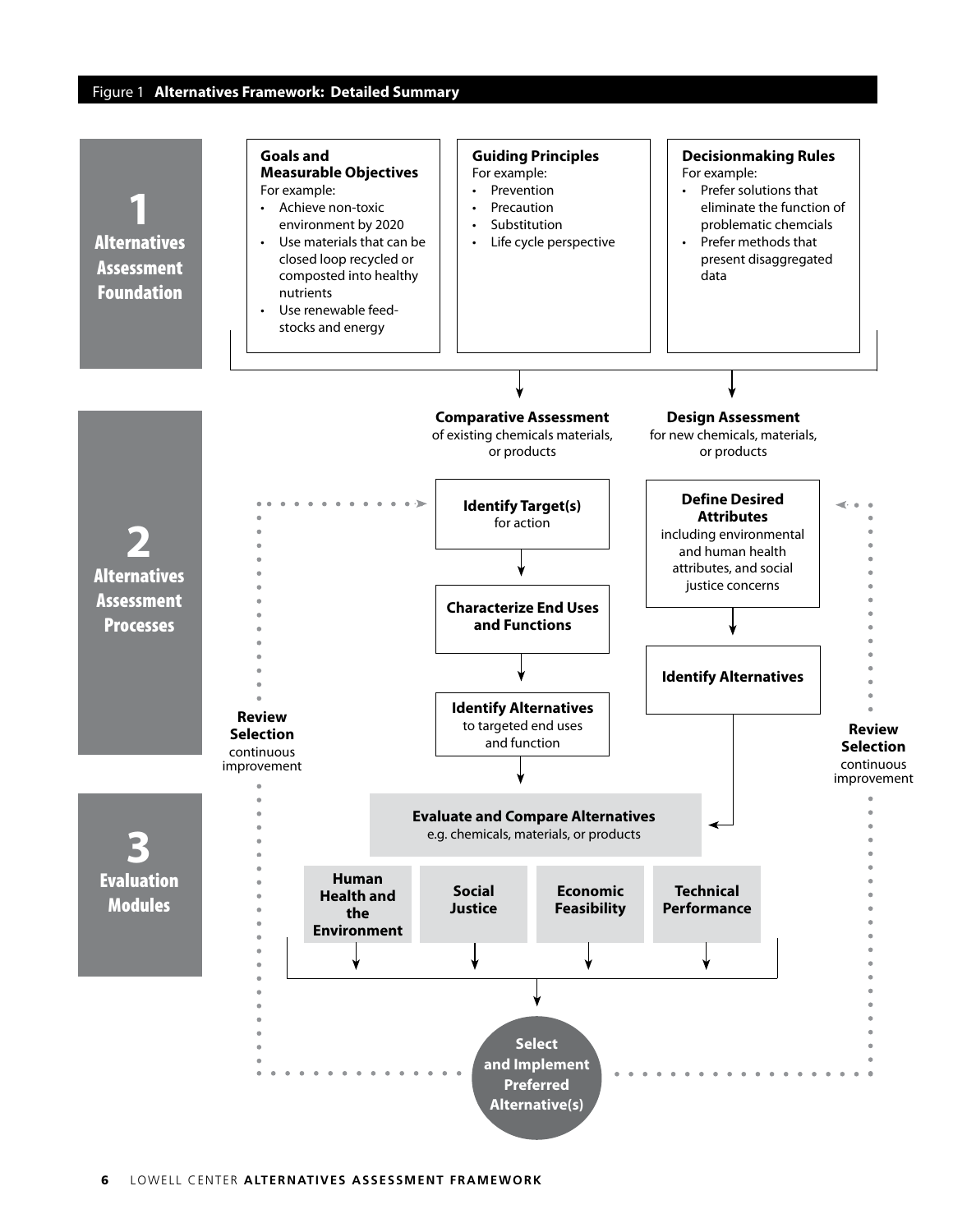Figure 1 **Alternatives Framework: Detailed Summary**

## 1 Alternatives Assessment Foundation

**Goals and Measurable Objectives**
For example:

- Achieve non-toxic environment by 2020
- Use materials that can be closed loop recycled or composted into healthy nutrients
- Use renewable feed-stocks and energy

**Guiding Principles**
For example:

- Prevention
- Precaution
- Substitution
- Life cycle perspective

**Decisionmaking Rules**
For example:

- Prefer solutions that eliminate the function of problematic chemcials
- Prefer methods that present disaggregated data

## 2 Alternatives Assessment Processes

**Comparative Assessment** of existing chemicals materials, or products

- **Identify Target(s)** for action
- **Characterize End Uses and Functions**
- **Identify Alternatives** to targeted end uses and function

**Design Assessment** for new chemicals, materials, or products

- **Define Desired Attributes** including environmental and human health attributes, and social justice concerns
- **Identify Alternatives**

**Review Selection** continuous improvement

## 3 Evaluation Modules

**Evaluate and Compare Alternatives** e.g. chemicals, materials, or products

- **Human Health and the Environment**
- **Social Justice**
- **Economic Feasibility**
- **Technical Performance**

**Select and Implement Preferred Alternative(s)**

**Review Selection** continuous improvement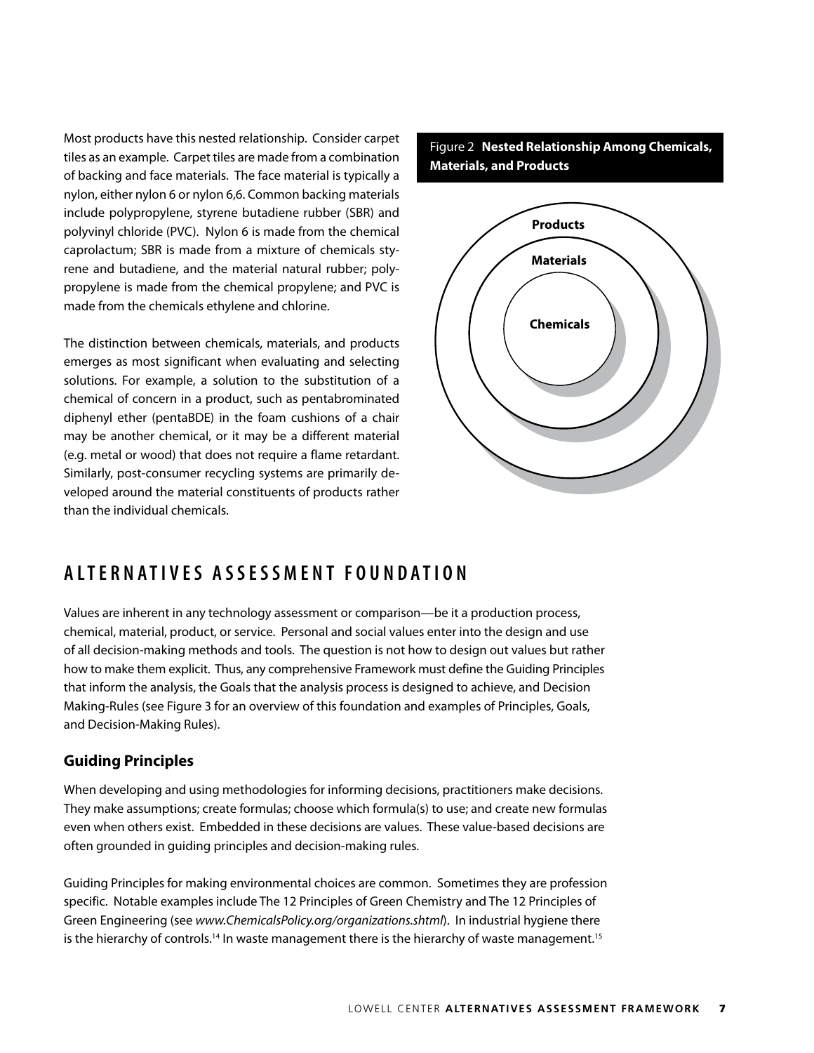Most products have this nested relationship. Consider carpet tiles as an example. Carpet tiles are made from a combination of backing and face materials. The face material is typically a nylon, either nylon 6 or nylon 6,6. Common backing materials include polypropylene, styrene butadiene rubber (SBR) and polyvinyl chloride (PVC). Nylon 6 is made from the chemical caprolactum; SBR is made from a mixture of chemicals styrene and butadiene, and the material natural rubber; polypropylene is made from the chemical propylene; and PVC is made from the chemicals ethylene and chlorine.

The distinction between chemicals, materials, and products emerges as most significant when evaluating and selecting solutions. For example, a solution to the substitution of a chemical of concern in a product, such as pentabrominated diphenyl ether (pentaBDE) in the foam cushions of a chair may be another chemical, or it may be a different material (e.g. metal or wood) that does not require a flame retardant. Similarly, post-consumer recycling systems are primarily developed around the material constituents of products rather than the individual chemicals.

Figure 2 **Nested Relationship Among Chemicals, Materials, and Products**

**Products**

**Materials**

**Chemicals**

## ALTERNATIVES ASSESSMENT FOUNDATION

Values are inherent in any technology assessment or comparison—be it a production process, chemical, material, product, or service. Personal and social values enter into the design and use of all decision-making methods and tools. The question is not how to design out values but rather how to make them explicit. Thus, any comprehensive Framework must define the Guiding Principles that inform the analysis, the Goals that the analysis process is designed to achieve, and Decision Making-Rules (see Figure 3 for an overview of this foundation and examples of Principles, Goals, and Decision-Making Rules).

### Guiding Principles

When developing and using methodologies for informing decisions, practitioners make decisions. They make assumptions; create formulas; choose which formula(s) to use; and create new formulas even when others exist. Embedded in these decisions are values. These value-based decisions are often grounded in guiding principles and decision-making rules.

Guiding Principles for making environmental choices are common. Sometimes they are profession specific. Notable examples include The 12 Principles of Green Chemistry and The 12 Principles of Green Engineering (see *www.ChemicalsPolicy.org/organizations.shtml*). In industrial hygiene there is the hierarchy of controls.[14] In waste management there is the hierarchy of waste management.[15]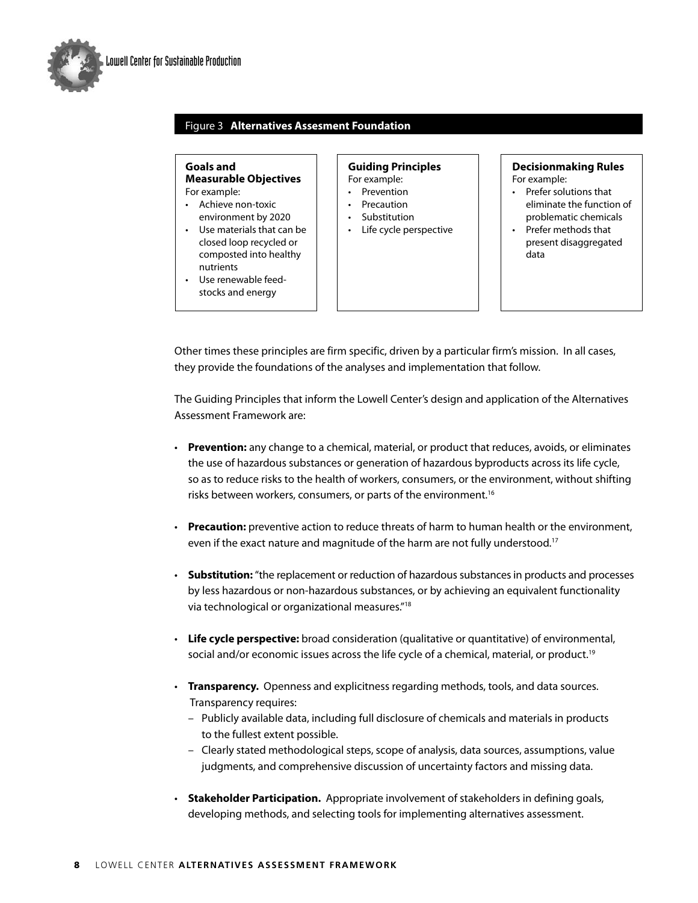Figure 3 **Alternatives Assesment Foundation**

| **Goals and Measurable Objectives** | **Guiding Principles** | **Decisionmaking Rules** |
|---|---|---|
| For example:<br>• Achieve non-toxic environment by 2020<br>• Use materials that can be closed loop recycled or composted into healthy nutrients<br>• Use renewable feed-stocks and energy | For example:<br>• Prevention<br>• Precaution<br>• Substitution<br>• Life cycle perspective | For example:<br>• Prefer solutions that eliminate the function of problematic chemicals<br>• Prefer methods that present disaggregated data |

Other times these principles are firm specific, driven by a particular firm's mission. In all cases, they provide the foundations of the analyses and implementation that follow.

The Guiding Principles that inform the Lowell Center's design and application of the Alternatives Assessment Framework are:

- **Prevention:** any change to a chemical, material, or product that reduces, avoids, or eliminates the use of hazardous substances or generation of hazardous byproducts across its life cycle, so as to reduce risks to the health of workers, consumers, or the environment, without shifting risks between workers, consumers, or parts of the environment.[16]

- **Precaution:** preventive action to reduce threats of harm to human health or the environment, even if the exact nature and magnitude of the harm are not fully understood.[17]

- **Substitution:** "the replacement or reduction of hazardous substances in products and processes by less hazardous or non-hazardous substances, or by achieving an equivalent functionality via technological or organizational measures."[18]

- **Life cycle perspective:** broad consideration (qualitative or quantitative) of environmental, social and/or economic issues across the life cycle of a chemical, material, or product.[19]

- **Transparency.** Openness and explicitness regarding methods, tools, and data sources. Transparency requires:
  - Publicly available data, including full disclosure of chemicals and materials in products to the fullest extent possible.
  - Clearly stated methodological steps, scope of analysis, data sources, assumptions, value judgments, and comprehensive discussion of uncertainty factors and missing data.

- **Stakeholder Participation.** Appropriate involvement of stakeholders in defining goals, developing methods, and selecting tools for implementing alternatives assessment.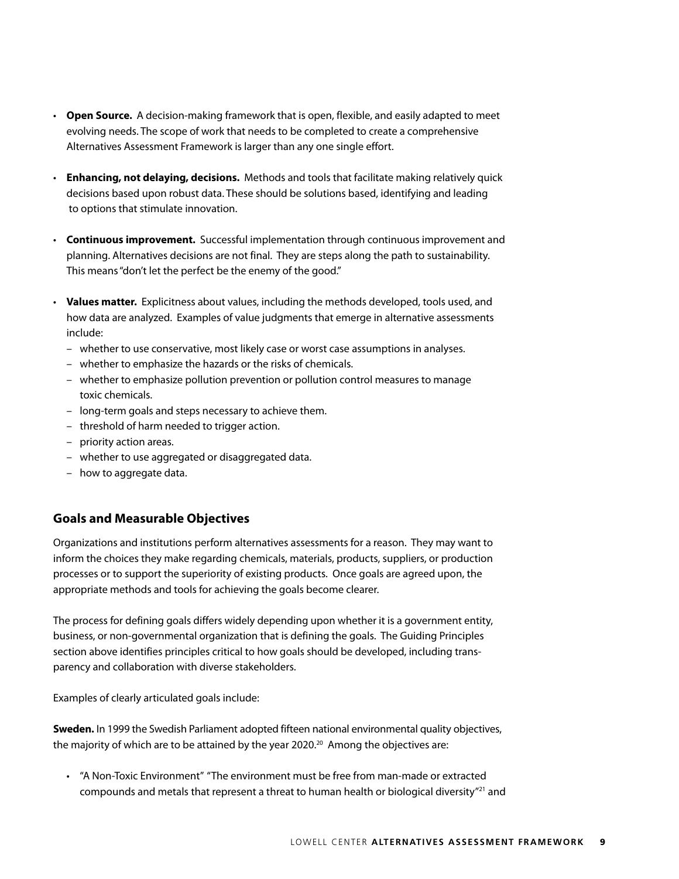- **Open Source.** A decision-making framework that is open, flexible, and easily adapted to meet evolving needs. The scope of work that needs to be completed to create a comprehensive Alternatives Assessment Framework is larger than any one single effort.

- **Enhancing, not delaying, decisions.** Methods and tools that facilitate making relatively quick decisions based upon robust data. These should be solutions based, identifying and leading to options that stimulate innovation.

- **Continuous improvement.** Successful implementation through continuous improvement and planning. Alternatives decisions are not final. They are steps along the path to sustainability. This means "don't let the perfect be the enemy of the good."

- **Values matter.** Explicitness about values, including the methods developed, tools used, and how data are analyzed. Examples of value judgments that emerge in alternative assessments include:
  - whether to use conservative, most likely case or worst case assumptions in analyses.
  - whether to emphasize the hazards or the risks of chemicals.
  - whether to emphasize pollution prevention or pollution control measures to manage toxic chemicals.
  - long-term goals and steps necessary to achieve them.
  - threshold of harm needed to trigger action.
  - priority action areas.
  - whether to use aggregated or disaggregated data.
  - how to aggregate data.

## Goals and Measurable Objectives

Organizations and institutions perform alternatives assessments for a reason. They may want to inform the choices they make regarding chemicals, materials, products, suppliers, or production processes or to support the superiority of existing products. Once goals are agreed upon, the appropriate methods and tools for achieving the goals become clearer.

The process for defining goals differs widely depending upon whether it is a government entity, business, or non-governmental organization that is defining the goals. The Guiding Principles section above identifies principles critical to how goals should be developed, including transparency and collaboration with diverse stakeholders.

Examples of clearly articulated goals include:

**Sweden.** In 1999 the Swedish Parliament adopted fifteen national environmental quality objectives, the majority of which are to be attained by the year 2020.[20] Among the objectives are:

- "A Non-Toxic Environment" "The environment must be free from man-made or extracted compounds and metals that represent a threat to human health or biological diversity"[21] and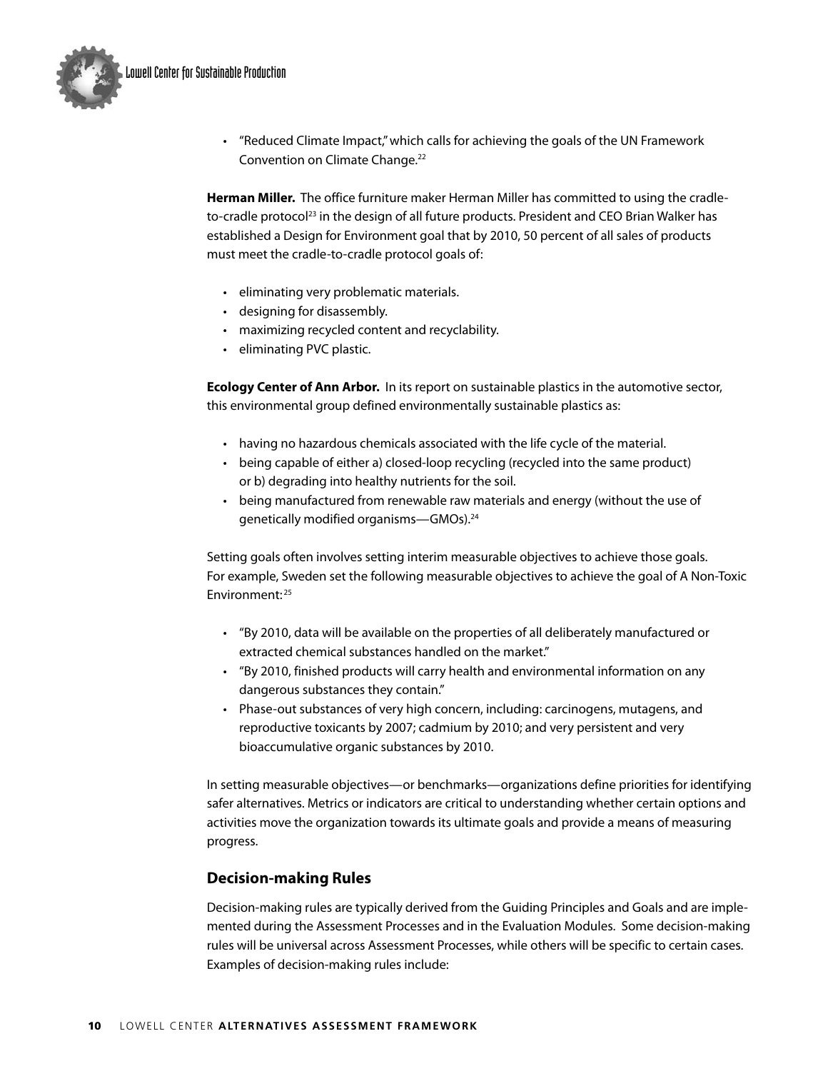- "Reduced Climate Impact," which calls for achieving the goals of the UN Framework Convention on Climate Change.[22]

**Herman Miller.** The office furniture maker Herman Miller has committed to using the cradle-to-cradle protocol[23] in the design of all future products. President and CEO Brian Walker has established a Design for Environment goal that by 2010, 50 percent of all sales of products must meet the cradle-to-cradle protocol goals of:

- eliminating very problematic materials.
- designing for disassembly.
- maximizing recycled content and recyclability.
- eliminating PVC plastic.

**Ecology Center of Ann Arbor.** In its report on sustainable plastics in the automotive sector, this environmental group defined environmentally sustainable plastics as:

- having no hazardous chemicals associated with the life cycle of the material.
- being capable of either a) closed-loop recycling (recycled into the same product) or b) degrading into healthy nutrients for the soil.
- being manufactured from renewable raw materials and energy (without the use of genetically modified organisms—GMOs).[24]

Setting goals often involves setting interim measurable objectives to achieve those goals. For example, Sweden set the following measurable objectives to achieve the goal of A Non-Toxic Environment:[25]

- "By 2010, data will be available on the properties of all deliberately manufactured or extracted chemical substances handled on the market."
- "By 2010, finished products will carry health and environmental information on any dangerous substances they contain."
- Phase-out substances of very high concern, including: carcinogens, mutagens, and reproductive toxicants by 2007; cadmium by 2010; and very persistent and very bioaccumulative organic substances by 2010.

In setting measurable objectives—or benchmarks—organizations define priorities for identifying safer alternatives. Metrics or indicators are critical to understanding whether certain options and activities move the organization towards its ultimate goals and provide a means of measuring progress.

## Decision-making Rules

Decision-making rules are typically derived from the Guiding Principles and Goals and are implemented during the Assessment Processes and in the Evaluation Modules. Some decision-making rules will be universal across Assessment Processes, while others will be specific to certain cases. Examples of decision-making rules include: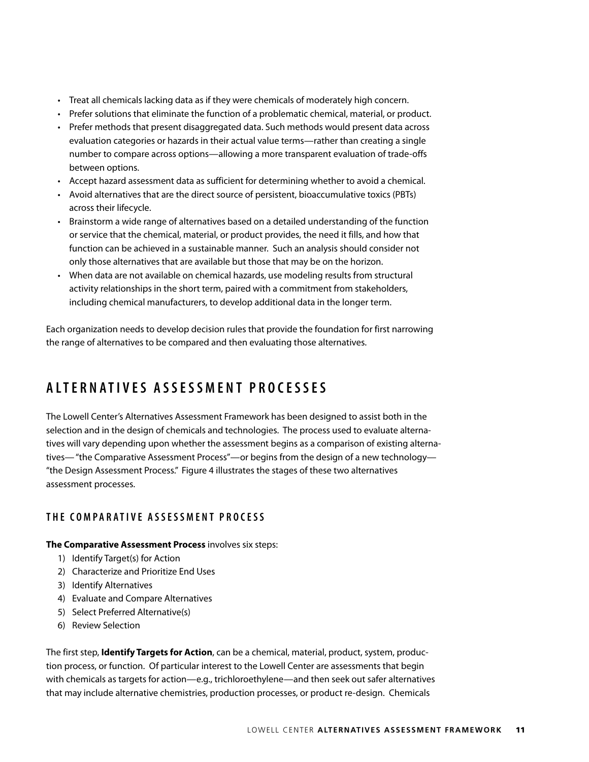- Treat all chemicals lacking data as if they were chemicals of moderately high concern.
- Prefer solutions that eliminate the function of a problematic chemical, material, or product.
- Prefer methods that present disaggregated data. Such methods would present data across evaluation categories or hazards in their actual value terms—rather than creating a single number to compare across options—allowing a more transparent evaluation of trade-offs between options.
- Accept hazard assessment data as sufficient for determining whether to avoid a chemical.
- Avoid alternatives that are the direct source of persistent, bioaccumulative toxics (PBTs) across their lifecycle.
- Brainstorm a wide range of alternatives based on a detailed understanding of the function or service that the chemical, material, or product provides, the need it fills, and how that function can be achieved in a sustainable manner. Such an analysis should consider not only those alternatives that are available but those that may be on the horizon.
- When data are not available on chemical hazards, use modeling results from structural activity relationships in the short term, paired with a commitment from stakeholders, including chemical manufacturers, to develop additional data in the longer term.

Each organization needs to develop decision rules that provide the foundation for first narrowing the range of alternatives to be compared and then evaluating those alternatives.

## ALTERNATIVES ASSESSMENT PROCESSES

The Lowell Center's Alternatives Assessment Framework has been designed to assist both in the selection and in the design of chemicals and technologies. The process used to evaluate alternatives will vary depending upon whether the assessment begins as a comparison of existing alternatives— "the Comparative Assessment Process"—or begins from the design of a new technology— "the Design Assessment Process." Figure 4 illustrates the stages of these two alternatives assessment processes.

### THE COMPARATIVE ASSESSMENT PROCESS

**The Comparative Assessment Process** involves six steps:

1) Identify Target(s) for Action
2) Characterize and Prioritize End Uses
3) Identify Alternatives
4) Evaluate and Compare Alternatives
5) Select Preferred Alternative(s)
6) Review Selection

The first step, **Identify Targets for Action**, can be a chemical, material, product, system, production process, or function. Of particular interest to the Lowell Center are assessments that begin with chemicals as targets for action—e.g., trichloroethylene—and then seek out safer alternatives that may include alternative chemistries, production processes, or product re-design. Chemicals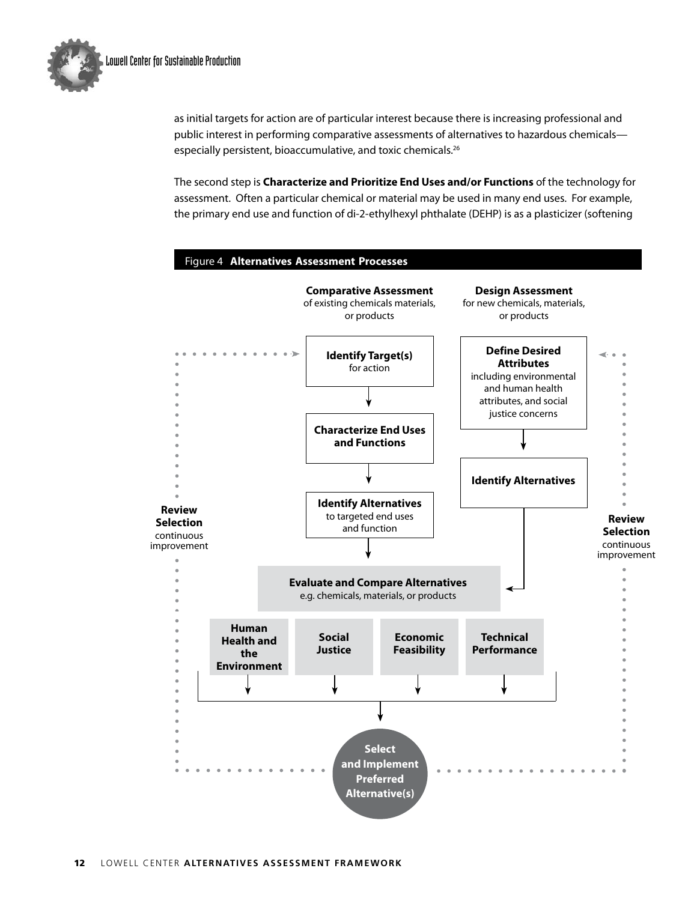as initial targets for action are of particular interest because there is increasing professional and public interest in performing comparative assessments of alternatives to hazardous chemicals—especially persistent, bioaccumulative, and toxic chemicals.[26]

The second step is **Characterize and Prioritize End Uses and/or Functions** of the technology for assessment. Often a particular chemical or material may be used in many end uses. For example, the primary end use and function of di-2-ethylhexyl phthalate (DEHP) is as a plasticizer (softening

**Figure 4 Alternatives Assessment Processes**

**Comparative Assessment** of existing chemicals materials, or products

- **Identify Target(s)** for action
- **Characterize End Uses and Functions**
- **Identify Alternatives** to targeted end uses and function

**Design Assessment** for new chemicals, materials, or products

- **Define Desired Attributes** including environmental and human health attributes, and social justice concerns
- **Identify Alternatives**

**Evaluate and Compare Alternatives** e.g. chemicals, materials, or products

- **Human Health and the Environment**
- **Social Justice**
- **Economic Feasibility**
- **Technical Performance**

**Select and Implement Preferred Alternative(s)**

**Review Selection** continuous improvement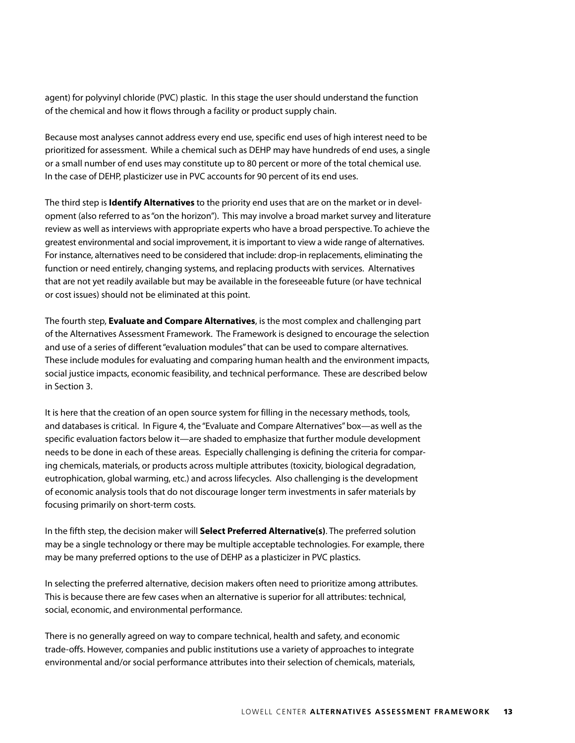agent) for polyvinyl chloride (PVC) plastic. In this stage the user should understand the function of the chemical and how it flows through a facility or product supply chain.

Because most analyses cannot address every end use, specific end uses of high interest need to be prioritized for assessment. While a chemical such as DEHP may have hundreds of end uses, a single or a small number of end uses may constitute up to 80 percent or more of the total chemical use. In the case of DEHP, plasticizer use in PVC accounts for 90 percent of its end uses.

The third step is **Identify Alternatives** to the priority end uses that are on the market or in development (also referred to as "on the horizon"). This may involve a broad market survey and literature review as well as interviews with appropriate experts who have a broad perspective. To achieve the greatest environmental and social improvement, it is important to view a wide range of alternatives. For instance, alternatives need to be considered that include: drop-in replacements, eliminating the function or need entirely, changing systems, and replacing products with services. Alternatives that are not yet readily available but may be available in the foreseeable future (or have technical or cost issues) should not be eliminated at this point.

The fourth step, **Evaluate and Compare Alternatives**, is the most complex and challenging part of the Alternatives Assessment Framework. The Framework is designed to encourage the selection and use of a series of different "evaluation modules" that can be used to compare alternatives. These include modules for evaluating and comparing human health and the environment impacts, social justice impacts, economic feasibility, and technical performance. These are described below in Section 3.

It is here that the creation of an open source system for filling in the necessary methods, tools, and databases is critical. In Figure 4, the "Evaluate and Compare Alternatives" box—as well as the specific evaluation factors below it—are shaded to emphasize that further module development needs to be done in each of these areas. Especially challenging is defining the criteria for comparing chemicals, materials, or products across multiple attributes (toxicity, biological degradation, eutrophication, global warming, etc.) and across lifecycles. Also challenging is the development of economic analysis tools that do not discourage longer term investments in safer materials by focusing primarily on short-term costs.

In the fifth step, the decision maker will **Select Preferred Alternative(s)**. The preferred solution may be a single technology or there may be multiple acceptable technologies. For example, there may be many preferred options to the use of DEHP as a plasticizer in PVC plastics.

In selecting the preferred alternative, decision makers often need to prioritize among attributes. This is because there are few cases when an alternative is superior for all attributes: technical, social, economic, and environmental performance.

There is no generally agreed on way to compare technical, health and safety, and economic trade-offs. However, companies and public institutions use a variety of approaches to integrate environmental and/or social performance attributes into their selection of chemicals, materials,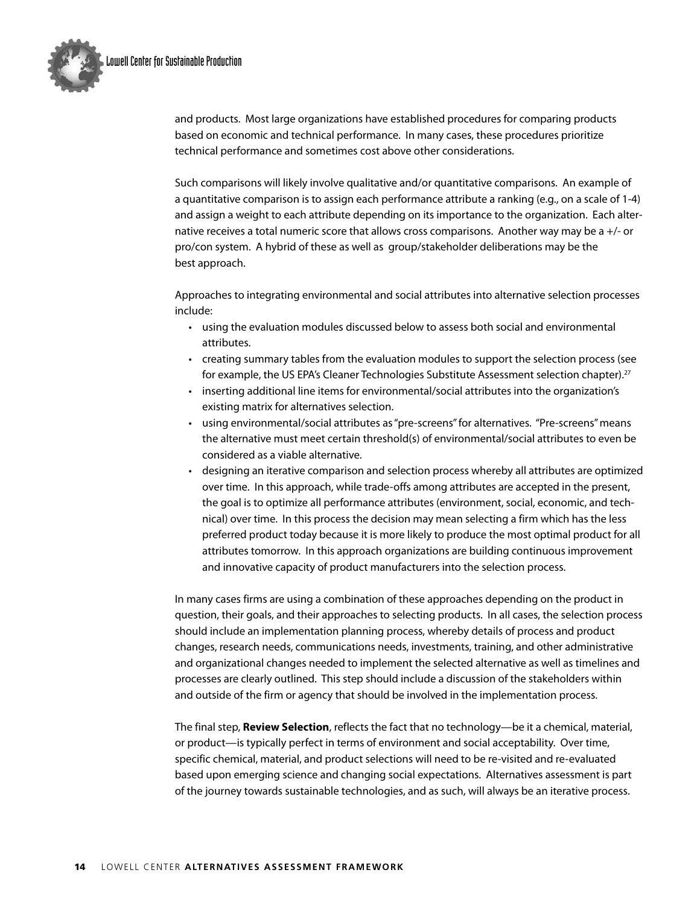and products. Most large organizations have established procedures for comparing products based on economic and technical performance. In many cases, these procedures prioritize technical performance and sometimes cost above other considerations.

Such comparisons will likely involve qualitative and/or quantitative comparisons. An example of a quantitative comparison is to assign each performance attribute a ranking (e.g., on a scale of 1-4) and assign a weight to each attribute depending on its importance to the organization. Each alternative receives a total numeric score that allows cross comparisons. Another way may be a +/- or pro/con system. A hybrid of these as well as group/stakeholder deliberations may be the best approach.

Approaches to integrating environmental and social attributes into alternative selection processes include:

- using the evaluation modules discussed below to assess both social and environmental attributes.
- creating summary tables from the evaluation modules to support the selection process (see for example, the US EPA's Cleaner Technologies Substitute Assessment selection chapter).[27]
- inserting additional line items for environmental/social attributes into the organization's existing matrix for alternatives selection.
- using environmental/social attributes as "pre-screens" for alternatives. "Pre-screens" means the alternative must meet certain threshold(s) of environmental/social attributes to even be considered as a viable alternative.
- designing an iterative comparison and selection process whereby all attributes are optimized over time. In this approach, while trade-offs among attributes are accepted in the present, the goal is to optimize all performance attributes (environment, social, economic, and technical) over time. In this process the decision may mean selecting a firm which has the less preferred product today because it is more likely to produce the most optimal product for all attributes tomorrow. In this approach organizations are building continuous improvement and innovative capacity of product manufacturers into the selection process.

In many cases firms are using a combination of these approaches depending on the product in question, their goals, and their approaches to selecting products. In all cases, the selection process should include an implementation planning process, whereby details of process and product changes, research needs, communications needs, investments, training, and other administrative and organizational changes needed to implement the selected alternative as well as timelines and processes are clearly outlined. This step should include a discussion of the stakeholders within and outside of the firm or agency that should be involved in the implementation process.

The final step, **Review Selection**, reflects the fact that no technology—be it a chemical, material, or product—is typically perfect in terms of environment and social acceptability. Over time, specific chemical, material, and product selections will need to be re-visited and re-evaluated based upon emerging science and changing social expectations. Alternatives assessment is part of the journey towards sustainable technologies, and as such, will always be an iterative process.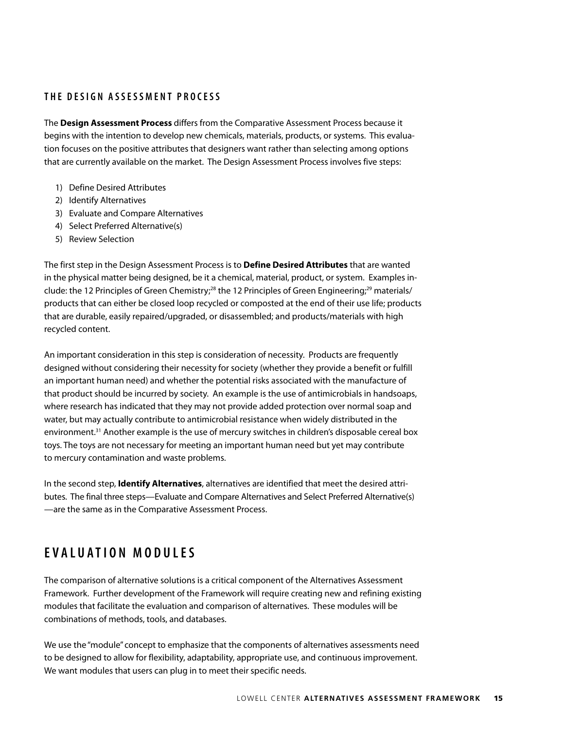### THE DESIGN ASSESSMENT PROCESS

The **Design Assessment Process** differs from the Comparative Assessment Process because it begins with the intention to develop new chemicals, materials, products, or systems. This evaluation focuses on the positive attributes that designers want rather than selecting among options that are currently available on the market. The Design Assessment Process involves five steps:

1) Define Desired Attributes
2) Identify Alternatives
3) Evaluate and Compare Alternatives
4) Select Preferred Alternative(s)
5) Review Selection

The first step in the Design Assessment Process is to **Define Desired Attributes** that are wanted in the physical matter being designed, be it a chemical, material, product, or system. Examples include: the 12 Principles of Green Chemistry;[28] the 12 Principles of Green Engineering;[29] materials/products that can either be closed loop recycled or composted at the end of their use life; products that are durable, easily repaired/upgraded, or disassembled; and products/materials with high recycled content.

An important consideration in this step is consideration of necessity. Products are frequently designed without considering their necessity for society (whether they provide a benefit or fulfill an important human need) and whether the potential risks associated with the manufacture of that product should be incurred by society. An example is the use of antimicrobials in handsoaps, where research has indicated that they may not provide added protection over normal soap and water, but may actually contribute to antimicrobial resistance when widely distributed in the environment.[31] Another example is the use of mercury switches in children's disposable cereal box toys. The toys are not necessary for meeting an important human need but yet may contribute to mercury contamination and waste problems.

In the second step, **Identify Alternatives**, alternatives are identified that meet the desired attributes. The final three steps—Evaluate and Compare Alternatives and Select Preferred Alternative(s) —are the same as in the Comparative Assessment Process.

## EVALUATION MODULES

The comparison of alternative solutions is a critical component of the Alternatives Assessment Framework. Further development of the Framework will require creating new and refining existing modules that facilitate the evaluation and comparison of alternatives. These modules will be combinations of methods, tools, and databases.

We use the "module" concept to emphasize that the components of alternatives assessments need to be designed to allow for flexibility, adaptability, appropriate use, and continuous improvement. We want modules that users can plug in to meet their specific needs.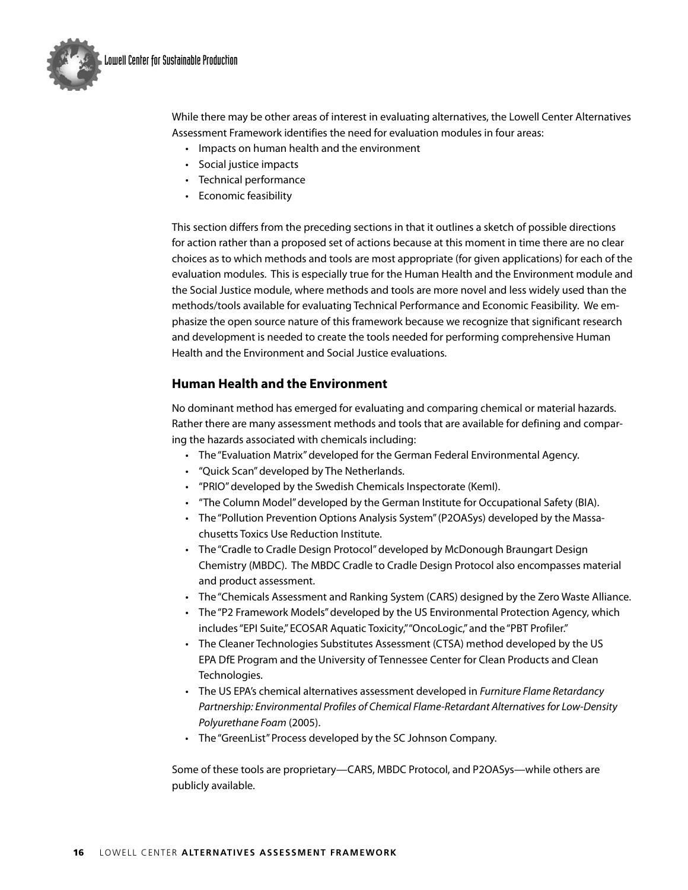While there may be other areas of interest in evaluating alternatives, the Lowell Center Alternatives Assessment Framework identifies the need for evaluation modules in four areas:

- Impacts on human health and the environment
- Social justice impacts
- Technical performance
- Economic feasibility

This section differs from the preceding sections in that it outlines a sketch of possible directions for action rather than a proposed set of actions because at this moment in time there are no clear choices as to which methods and tools are most appropriate (for given applications) for each of the evaluation modules. This is especially true for the Human Health and the Environment module and the Social Justice module, where methods and tools are more novel and less widely used than the methods/tools available for evaluating Technical Performance and Economic Feasibility. We emphasize the open source nature of this framework because we recognize that significant research and development is needed to create the tools needed for performing comprehensive Human Health and the Environment and Social Justice evaluations.

## Human Health and the Environment

No dominant method has emerged for evaluating and comparing chemical or material hazards. Rather there are many assessment methods and tools that are available for defining and comparing the hazards associated with chemicals including:

- The "Evaluation Matrix" developed for the German Federal Environmental Agency.
- "Quick Scan" developed by The Netherlands.
- "PRIO" developed by the Swedish Chemicals Inspectorate (KemI).
- "The Column Model" developed by the German Institute for Occupational Safety (BIA).
- The "Pollution Prevention Options Analysis System" (P2OASys) developed by the Massachusetts Toxics Use Reduction Institute.
- The "Cradle to Cradle Design Protocol" developed by McDonough Braungart Design Chemistry (MBDC). The MBDC Cradle to Cradle Design Protocol also encompasses material and product assessment.
- The "Chemicals Assessment and Ranking System (CARS) designed by the Zero Waste Alliance.
- The "P2 Framework Models" developed by the US Environmental Protection Agency, which includes "EPI Suite," ECOSAR Aquatic Toxicity," "OncoLogic," and the "PBT Profiler."
- The Cleaner Technologies Substitutes Assessment (CTSA) method developed by the US EPA DfE Program and the University of Tennessee Center for Clean Products and Clean Technologies.
- The US EPA's chemical alternatives assessment developed in *Furniture Flame Retardancy Partnership: Environmental Profiles of Chemical Flame-Retardant Alternatives for Low-Density Polyurethane Foam* (2005).
- The "GreenList" Process developed by the SC Johnson Company.

Some of these tools are proprietary—CARS, MBDC Protocol, and P2OASys—while others are publicly available.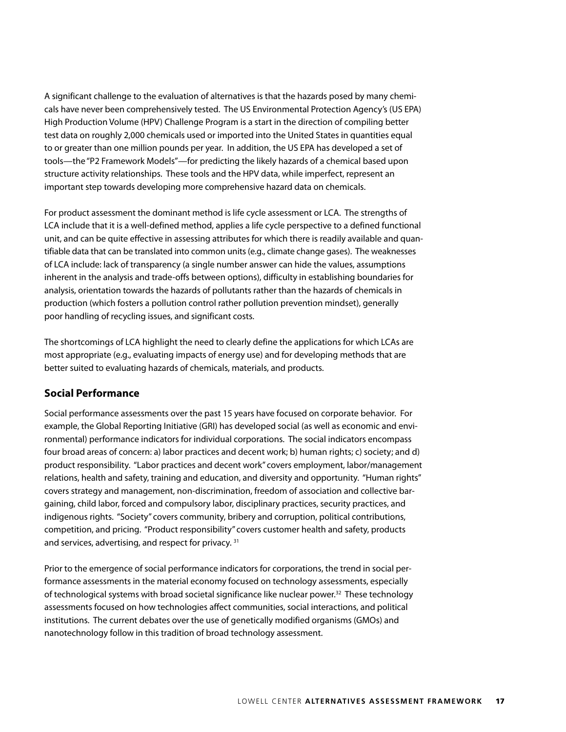A significant challenge to the evaluation of alternatives is that the hazards posed by many chemicals have never been comprehensively tested. The US Environmental Protection Agency's (US EPA) High Production Volume (HPV) Challenge Program is a start in the direction of compiling better test data on roughly 2,000 chemicals used or imported into the United States in quantities equal to or greater than one million pounds per year. In addition, the US EPA has developed a set of tools—the "P2 Framework Models"—for predicting the likely hazards of a chemical based upon structure activity relationships. These tools and the HPV data, while imperfect, represent an important step towards developing more comprehensive hazard data on chemicals.

For product assessment the dominant method is life cycle assessment or LCA. The strengths of LCA include that it is a well-defined method, applies a life cycle perspective to a defined functional unit, and can be quite effective in assessing attributes for which there is readily available and quantifiable data that can be translated into common units (e.g., climate change gases). The weaknesses of LCA include: lack of transparency (a single number answer can hide the values, assumptions inherent in the analysis and trade-offs between options), difficulty in establishing boundaries for analysis, orientation towards the hazards of pollutants rather than the hazards of chemicals in production (which fosters a pollution control rather pollution prevention mindset), generally poor handling of recycling issues, and significant costs.

The shortcomings of LCA highlight the need to clearly define the applications for which LCAs are most appropriate (e.g., evaluating impacts of energy use) and for developing methods that are better suited to evaluating hazards of chemicals, materials, and products.

## Social Performance

Social performance assessments over the past 15 years have focused on corporate behavior. For example, the Global Reporting Initiative (GRI) has developed social (as well as economic and environmental) performance indicators for individual corporations. The social indicators encompass four broad areas of concern: a) labor practices and decent work; b) human rights; c) society; and d) product responsibility. "Labor practices and decent work" covers employment, labor/management relations, health and safety, training and education, and diversity and opportunity. "Human rights" covers strategy and management, non-discrimination, freedom of association and collective bargaining, child labor, forced and compulsory labor, disciplinary practices, security practices, and indigenous rights. "Society" covers community, bribery and corruption, political contributions, competition, and pricing. "Product responsibility" covers customer health and safety, products and services, advertising, and respect for privacy. [31]

Prior to the emergence of social performance indicators for corporations, the trend in social performance assessments in the material economy focused on technology assessments, especially of technological systems with broad societal significance like nuclear power.[32] These technology assessments focused on how technologies affect communities, social interactions, and political institutions. The current debates over the use of genetically modified organisms (GMOs) and nanotechnology follow in this tradition of broad technology assessment.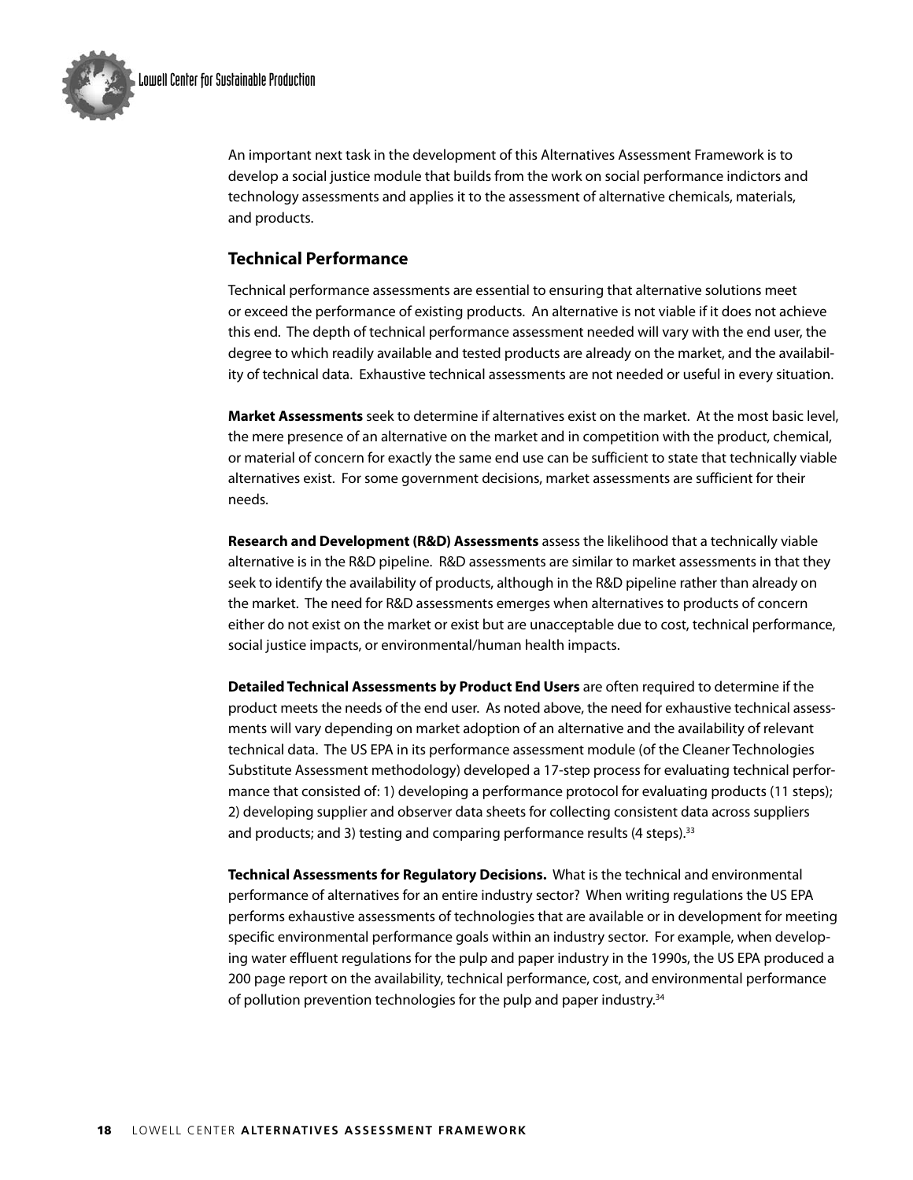An important next task in the development of this Alternatives Assessment Framework is to develop a social justice module that builds from the work on social performance indictors and technology assessments and applies it to the assessment of alternative chemicals, materials, and products.

## Technical Performance

Technical performance assessments are essential to ensuring that alternative solutions meet or exceed the performance of existing products. An alternative is not viable if it does not achieve this end. The depth of technical performance assessment needed will vary with the end user, the degree to which readily available and tested products are already on the market, and the availability of technical data. Exhaustive technical assessments are not needed or useful in every situation.

**Market Assessments** seek to determine if alternatives exist on the market. At the most basic level, the mere presence of an alternative on the market and in competition with the product, chemical, or material of concern for exactly the same end use can be sufficient to state that technically viable alternatives exist. For some government decisions, market assessments are sufficient for their needs.

**Research and Development (R&D) Assessments** assess the likelihood that a technically viable alternative is in the R&D pipeline. R&D assessments are similar to market assessments in that they seek to identify the availability of products, although in the R&D pipeline rather than already on the market. The need for R&D assessments emerges when alternatives to products of concern either do not exist on the market or exist but are unacceptable due to cost, technical performance, social justice impacts, or environmental/human health impacts.

**Detailed Technical Assessments by Product End Users** are often required to determine if the product meets the needs of the end user. As noted above, the need for exhaustive technical assessments will vary depending on market adoption of an alternative and the availability of relevant technical data. The US EPA in its performance assessment module (of the Cleaner Technologies Substitute Assessment methodology) developed a 17-step process for evaluating technical performance that consisted of: 1) developing a performance protocol for evaluating products (11 steps); 2) developing supplier and observer data sheets for collecting consistent data across suppliers and products; and 3) testing and comparing performance results (4 steps).[33]

**Technical Assessments for Regulatory Decisions.** What is the technical and environmental performance of alternatives for an entire industry sector? When writing regulations the US EPA performs exhaustive assessments of technologies that are available or in development for meeting specific environmental performance goals within an industry sector. For example, when developing water effluent regulations for the pulp and paper industry in the 1990s, the US EPA produced a 200 page report on the availability, technical performance, cost, and environmental performance of pollution prevention technologies for the pulp and paper industry.[34]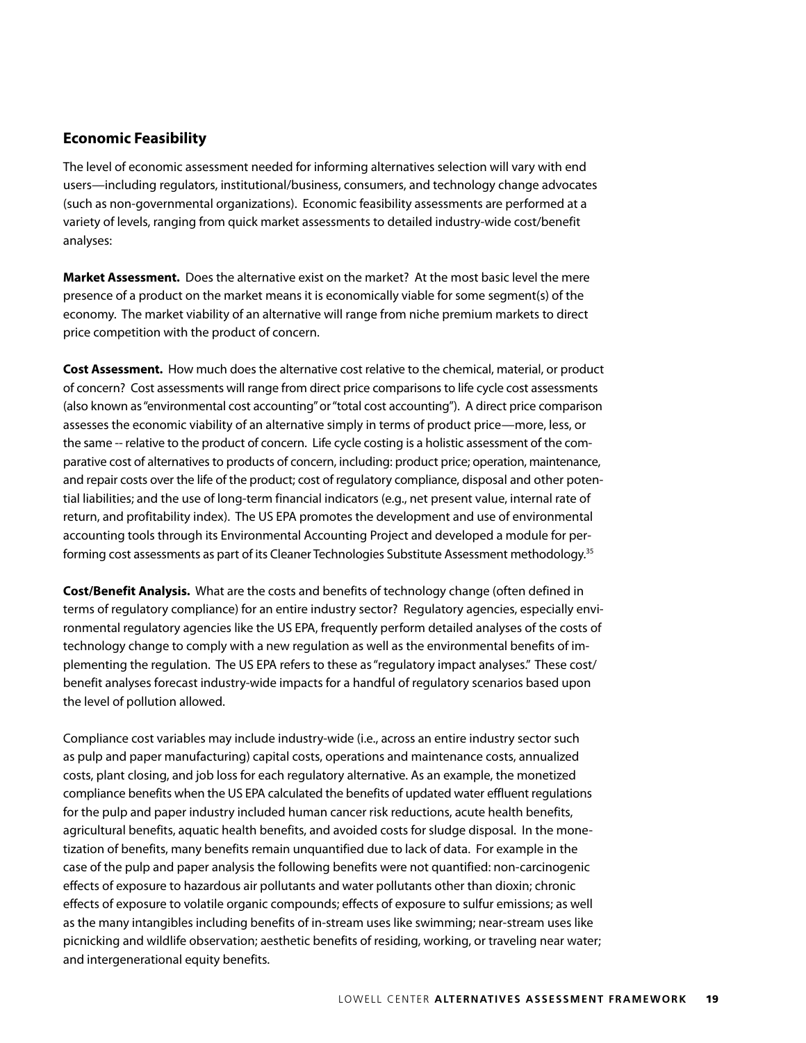## Economic Feasibility

The level of economic assessment needed for informing alternatives selection will vary with end users—including regulators, institutional/business, consumers, and technology change advocates (such as non-governmental organizations). Economic feasibility assessments are performed at a variety of levels, ranging from quick market assessments to detailed industry-wide cost/benefit analyses:

**Market Assessment.** Does the alternative exist on the market? At the most basic level the mere presence of a product on the market means it is economically viable for some segment(s) of the economy. The market viability of an alternative will range from niche premium markets to direct price competition with the product of concern.

**Cost Assessment.** How much does the alternative cost relative to the chemical, material, or product of concern? Cost assessments will range from direct price comparisons to life cycle cost assessments (also known as "environmental cost accounting" or "total cost accounting"). A direct price comparison assesses the economic viability of an alternative simply in terms of product price—more, less, or the same -- relative to the product of concern. Life cycle costing is a holistic assessment of the comparative cost of alternatives to products of concern, including: product price; operation, maintenance, and repair costs over the life of the product; cost of regulatory compliance, disposal and other potential liabilities; and the use of long-term financial indicators (e.g., net present value, internal rate of return, and profitability index). The US EPA promotes the development and use of environmental accounting tools through its Environmental Accounting Project and developed a module for performing cost assessments as part of its Cleaner Technologies Substitute Assessment methodology.[35]

**Cost/Benefit Analysis.** What are the costs and benefits of technology change (often defined in terms of regulatory compliance) for an entire industry sector? Regulatory agencies, especially environmental regulatory agencies like the US EPA, frequently perform detailed analyses of the costs of technology change to comply with a new regulation as well as the environmental benefits of implementing the regulation. The US EPA refers to these as "regulatory impact analyses." These cost/benefit analyses forecast industry-wide impacts for a handful of regulatory scenarios based upon the level of pollution allowed.

Compliance cost variables may include industry-wide (i.e., across an entire industry sector such as pulp and paper manufacturing) capital costs, operations and maintenance costs, annualized costs, plant closing, and job loss for each regulatory alternative. As an example, the monetized compliance benefits when the US EPA calculated the benefits of updated water effluent regulations for the pulp and paper industry included human cancer risk reductions, acute health benefits, agricultural benefits, aquatic health benefits, and avoided costs for sludge disposal. In the monetization of benefits, many benefits remain unquantified due to lack of data. For example in the case of the pulp and paper analysis the following benefits were not quantified: non-carcinogenic effects of exposure to hazardous air pollutants and water pollutants other than dioxin; chronic effects of exposure to volatile organic compounds; effects of exposure to sulfur emissions; as well as the many intangibles including benefits of in-stream uses like swimming; near-stream uses like picnicking and wildlife observation; aesthetic benefits of residing, working, or traveling near water; and intergenerational equity benefits.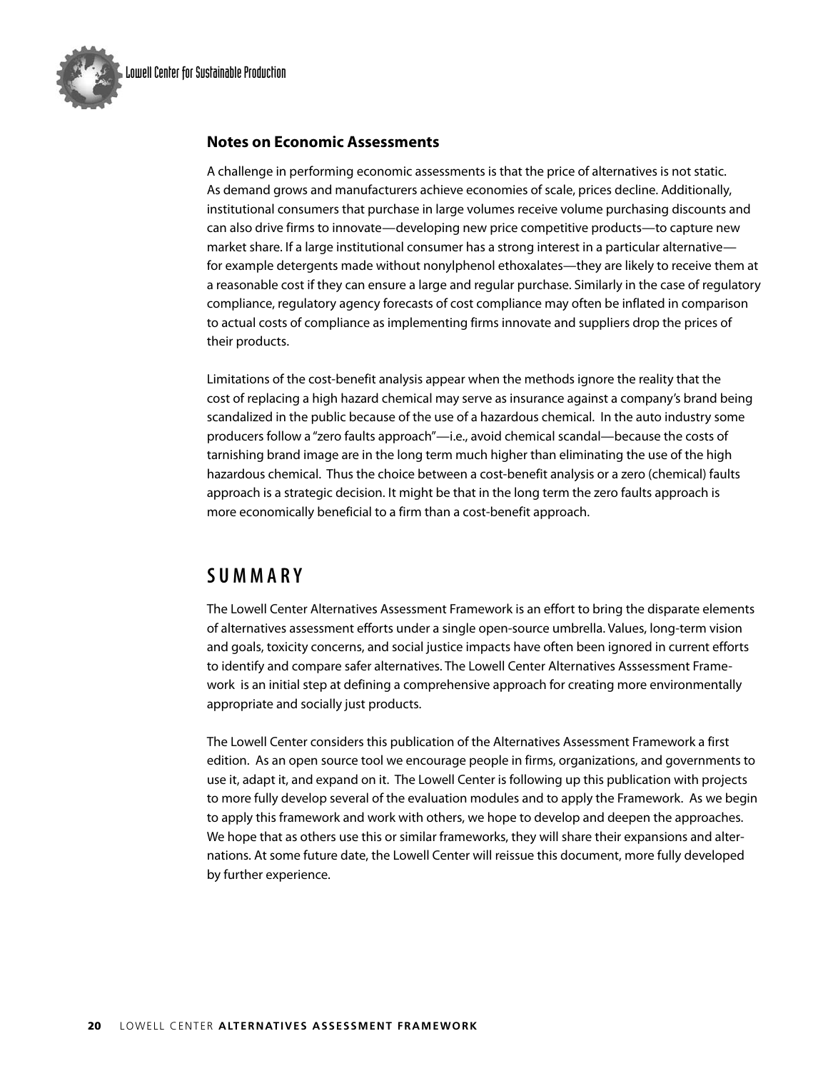### Notes on Economic Assessments

A challenge in performing economic assessments is that the price of alternatives is not static. As demand grows and manufacturers achieve economies of scale, prices decline. Additionally, institutional consumers that purchase in large volumes receive volume purchasing discounts and can also drive firms to innovate—developing new price competitive products—to capture new market share. If a large institutional consumer has a strong interest in a particular alternative—for example detergents made without nonylphenol ethoxalates—they are likely to receive them at a reasonable cost if they can ensure a large and regular purchase. Similarly in the case of regulatory compliance, regulatory agency forecasts of cost compliance may often be inflated in comparison to actual costs of compliance as implementing firms innovate and suppliers drop the prices of their products.

Limitations of the cost-benefit analysis appear when the methods ignore the reality that the cost of replacing a high hazard chemical may serve as insurance against a company's brand being scandalized in the public because of the use of a hazardous chemical. In the auto industry some producers follow a "zero faults approach"—i.e., avoid chemical scandal—because the costs of tarnishing brand image are in the long term much higher than eliminating the use of the high hazardous chemical. Thus the choice between a cost-benefit analysis or a zero (chemical) faults approach is a strategic decision. It might be that in the long term the zero faults approach is more economically beneficial to a firm than a cost-benefit approach.

## SUMMARY

The Lowell Center Alternatives Assessment Framework is an effort to bring the disparate elements of alternatives assessment efforts under a single open-source umbrella. Values, long-term vision and goals, toxicity concerns, and social justice impacts have often been ignored in current efforts to identify and compare safer alternatives. The Lowell Center Alternatives Asssessment Framework is an initial step at defining a comprehensive approach for creating more environmentally appropriate and socially just products.

The Lowell Center considers this publication of the Alternatives Assessment Framework a first edition. As an open source tool we encourage people in firms, organizations, and governments to use it, adapt it, and expand on it. The Lowell Center is following up this publication with projects to more fully develop several of the evaluation modules and to apply the Framework. As we begin to apply this framework and work with others, we hope to develop and deepen the approaches. We hope that as others use this or similar frameworks, they will share their expansions and alternations. At some future date, the Lowell Center will reissue this document, more fully developed by further experience.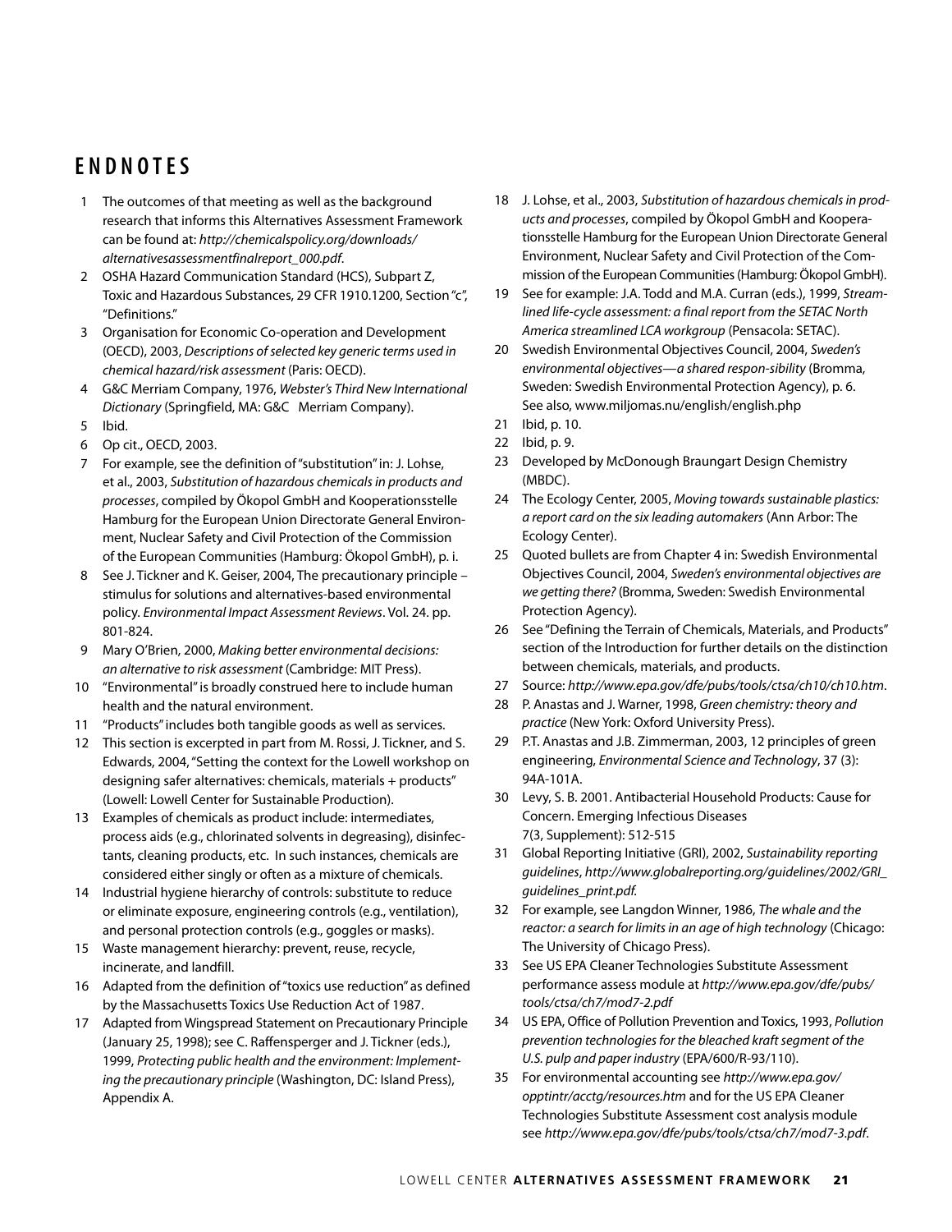## ENDNOTES

1. The outcomes of that meeting as well as the background research that informs this Alternatives Assessment Framework can be found at: *http://chemicalspolicy.org/downloads/alternativesassessmentfinalreport_000.pdf*.
2. OSHA Hazard Communication Standard (HCS), Subpart Z, Toxic and Hazardous Substances, 29 CFR 1910.1200, Section "c", "Definitions."
3. Organisation for Economic Co-operation and Development (OECD), 2003, *Descriptions of selected key generic terms used in chemical hazard/risk assessment* (Paris: OECD).
4. G&C Merriam Company, 1976, *Webster's Third New International Dictionary* (Springfield, MA: G&C Merriam Company).
5. Ibid.
6. Op cit., OECD, 2003.
7. For example, see the definition of "substitution" in: J. Lohse, et al., 2003, *Substitution of hazardous chemicals in products and processes*, compiled by Ökopol GmbH and Kooperationsstelle Hamburg for the European Union Directorate General Environment, Nuclear Safety and Civil Protection of the Commission of the European Communities (Hamburg: Ökopol GmbH), p. i.
8. See J. Tickner and K. Geiser, 2004, The precautionary principle – stimulus for solutions and alternatives-based environmental policy. *Environmental Impact Assessment Reviews*. Vol. 24. pp. 801-824.
9. Mary O'Brien, 2000, *Making better environmental decisions: an alternative to risk assessment* (Cambridge: MIT Press).
10. "Environmental" is broadly construed here to include human health and the natural environment.
11. "Products" includes both tangible goods as well as services.
12. This section is excerpted in part from M. Rossi, J. Tickner, and S. Edwards, 2004, "Setting the context for the Lowell workshop on designing safer alternatives: chemicals, materials + products" (Lowell: Lowell Center for Sustainable Production).
13. Examples of chemicals as product include: intermediates, process aids (e.g., chlorinated solvents in degreasing), disinfectants, cleaning products, etc. In such instances, chemicals are considered either singly or often as a mixture of chemicals.
14. Industrial hygiene hierarchy of controls: substitute to reduce or eliminate exposure, engineering controls (e.g., ventilation), and personal protection controls (e.g., goggles or masks).
15. Waste management hierarchy: prevent, reuse, recycle, incinerate, and landfill.
16. Adapted from the definition of "toxics use reduction" as defined by the Massachusetts Toxics Use Reduction Act of 1987.
17. Adapted from Wingspread Statement on Precautionary Principle (January 25, 1998); see C. Raffensperger and J. Tickner (eds.), 1999, *Protecting public health and the environment: Implementing the precautionary principle* (Washington, DC: Island Press), Appendix A.
18. J. Lohse, et al., 2003, *Substitution of hazardous chemicals in products and processes*, compiled by Ökopol GmbH and Kooperationsstelle Hamburg for the European Union Directorate General Environment, Nuclear Safety and Civil Protection of the Commission of the European Communities (Hamburg: Ökopol GmbH).
19. See for example: J.A. Todd and M.A. Curran (eds.), 1999, *Streamlined life-cycle assessment: a final report from the SETAC North America streamlined LCA workgroup* (Pensacola: SETAC).
20. Swedish Environmental Objectives Council, 2004, *Sweden's environmental objectives—a shared respon-sibility* (Bromma, Sweden: Swedish Environmental Protection Agency), p. 6. See also, www.miljomas.nu/english/english.php
21. Ibid, p. 10.
22. Ibid, p. 9.
23. Developed by McDonough Braungart Design Chemistry (MBDC).
24. The Ecology Center, 2005, *Moving towards sustainable plastics: a report card on the six leading automakers* (Ann Arbor: The Ecology Center).
25. Quoted bullets are from Chapter 4 in: Swedish Environmental Objectives Council, 2004, *Sweden's environmental objectives are we getting there?* (Bromma, Sweden: Swedish Environmental Protection Agency).
26. See "Defining the Terrain of Chemicals, Materials, and Products" section of the Introduction for further details on the distinction between chemicals, materials, and products.
27. Source: *http://www.epa.gov/dfe/pubs/tools/ctsa/ch10/ch10.htm*.
28. P. Anastas and J. Warner, 1998, *Green chemistry: theory and practice* (New York: Oxford University Press).
29. P.T. Anastas and J.B. Zimmerman, 2003, 12 principles of green engineering, *Environmental Science and Technology*, 37 (3): 94A-101A.
30. Levy, S. B. 2001. Antibacterial Household Products: Cause for Concern. Emerging Infectious Diseases 7(3, Supplement): 512-515
31. Global Reporting Initiative (GRI), 2002, *Sustainability reporting guidelines*, *http://www.globalreporting.org/guidelines/2002/GRI_guidelines_print.pdf.*
32. For example, see Langdon Winner, 1986, *The whale and the reactor: a search for limits in an age of high technology* (Chicago: The University of Chicago Press).
33. See US EPA Cleaner Technologies Substitute Assessment performance assess module at *http://www.epa.gov/dfe/pubs/tools/ctsa/ch7/mod7-2.pdf*
34. US EPA, Office of Pollution Prevention and Toxics, 1993, *Pollution prevention technologies for the bleached kraft segment of the U.S. pulp and paper industry* (EPA/600/R-93/110).
35. For environmental accounting see *http://www.epa.gov/opptintr/acctg/resources.htm* and for the US EPA Cleaner Technologies Substitute Assessment cost analysis module see *http://www.epa.gov/dfe/pubs/tools/ctsa/ch7/mod7-3.pdf*.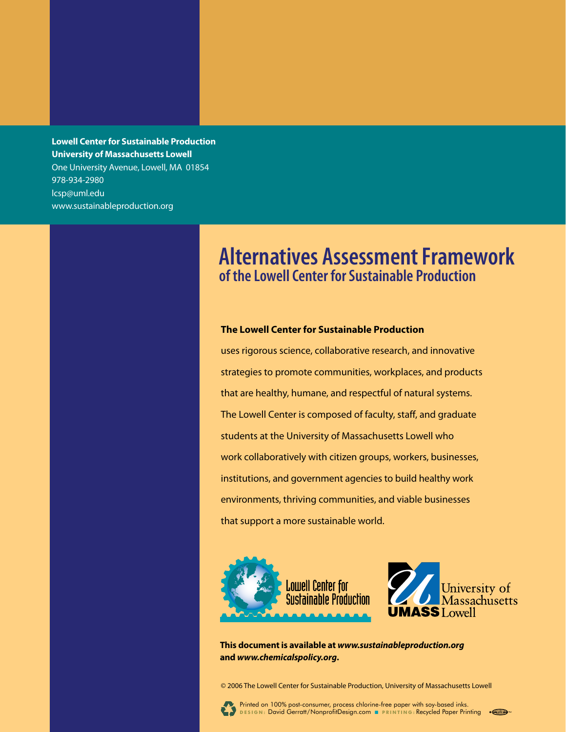**Lowell Center for Sustainable Production**
**University of Massachusetts Lowell**
One University Avenue, Lowell, MA 01854
978-934-2980
lcsp@uml.edu
www.sustainableproduction.org

# Alternatives Assessment Framework
## of the Lowell Center for Sustainable Production

**The Lowell Center for Sustainable Production** uses rigorous science, collaborative research, and innovative strategies to promote communities, workplaces, and products that are healthy, humane, and respectful of natural systems. The Lowell Center is composed of faculty, staff, and graduate students at the University of Massachusetts Lowell who work collaboratively with citizen groups, workers, businesses, institutions, and government agencies to build healthy work environments, thriving communities, and viable businesses that support a more sustainable world.

Lowell Center for Sustainable Production

University of Massachusetts UMASS Lowell

**This document is available at *www.sustainableproduction.org* and *www.chemicalspolicy.org*.**

© 2006 The Lowell Center for Sustainable Production, University of Massachusetts Lowell

Printed on 100% post-consumer, process chlorine-free paper with soy-based inks.
DESIGN: David Gerratt/NonprofitDesign.com ■ PRINTING: Recycled Paper Printing